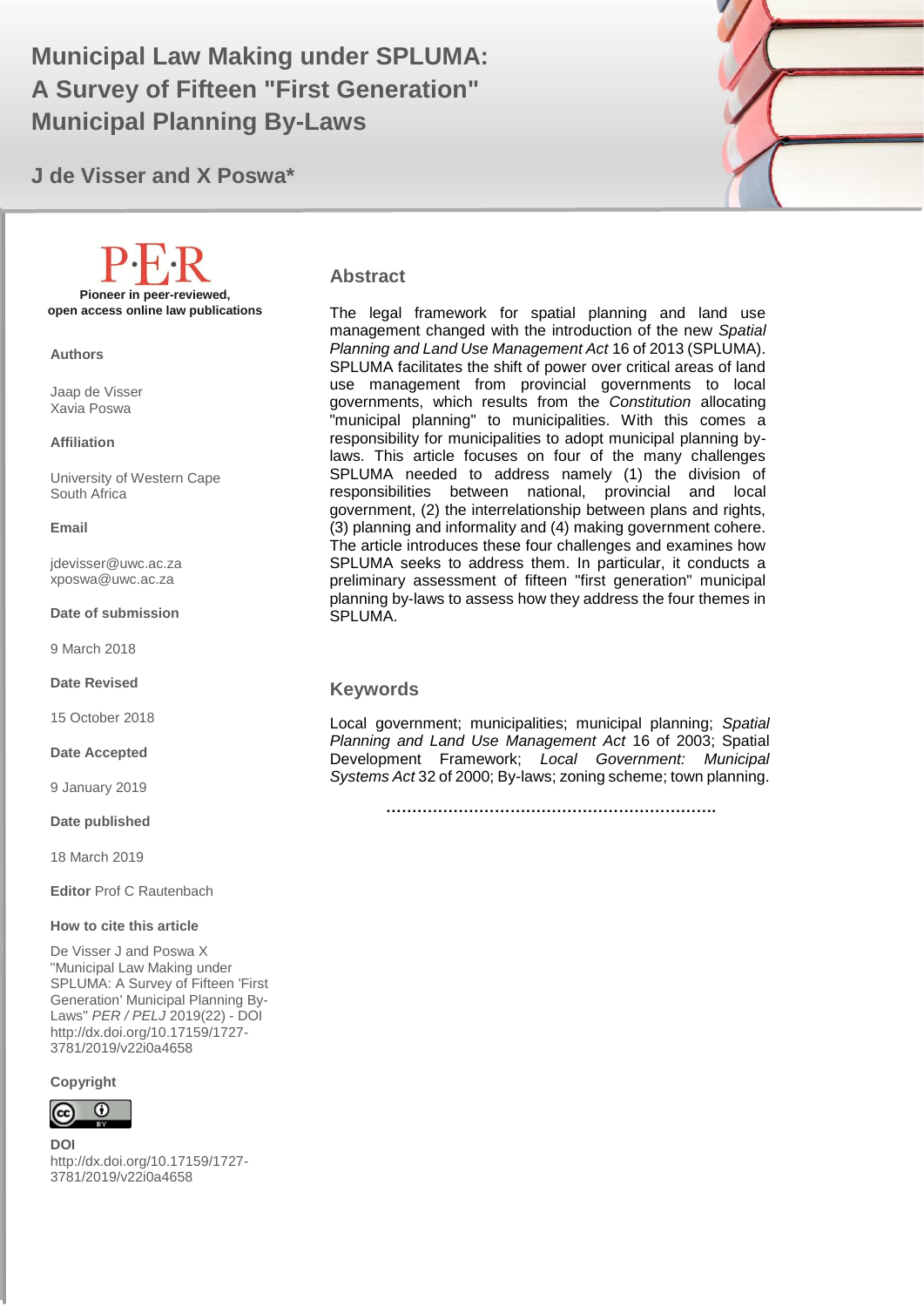# Municipal Law Making under SPLUMA: A Survey of Fifteen "First Generation" Municipal Planning By-Laws

**J de Visser and X Poswa***

P·E·R

**Pioneer in peer-reviewed, open access online law publications**

**Authors**

Jaap de Visser
Xavia Poswa

**Affiliation**

University of Western Cape
South Africa

**Email**

jdevisser@uwc.ac.za
xposwa@uwc.ac.za

**Date of submission**

9 March 2018

**Date Revised**

15 October 2018

**Date Accepted**

9 January 2019

**Date published**

18 March 2019

**Editor** Prof C Rautenbach

**How to cite this article**

De Visser J and Poswa X "Municipal Law Making under SPLUMA: A Survey of Fifteen 'First Generation' Municipal Planning By-Laws" *PER / PELJ* 2019(22) - DOI http://dx.doi.org/10.17159/1727-3781/2019/v22i0a4658

**Copyright**

**DOI**
http://dx.doi.org/10.17159/1727-3781/2019/v22i0a4658

## Abstract

The legal framework for spatial planning and land use management changed with the introduction of the new *Spatial Planning and Land Use Management Act* 16 of 2013 (SPLUMA). SPLUMA facilitates the shift of power over critical areas of land use management from provincial governments to local governments, which results from the *Constitution* allocating "municipal planning" to municipalities. With this comes a responsibility for municipalities to adopt municipal planning by-laws. This article focuses on four of the many challenges SPLUMA needed to address namely (1) the division of responsibilities between national, provincial and local government, (2) the interrelationship between plans and rights, (3) planning and informality and (4) making government cohere. The article introduces these four challenges and examines how SPLUMA seeks to address them. In particular, it conducts a preliminary assessment of fifteen "first generation" municipal planning by-laws to assess how they address the four themes in SPLUMA.

## Keywords

Local government; municipalities; municipal planning; *Spatial Planning and Land Use Management Act* 16 of 2003; Spatial Development Framework; *Local Government: Municipal Systems Act* 32 of 2000; By-laws; zoning scheme; town planning.

……………………………………………………….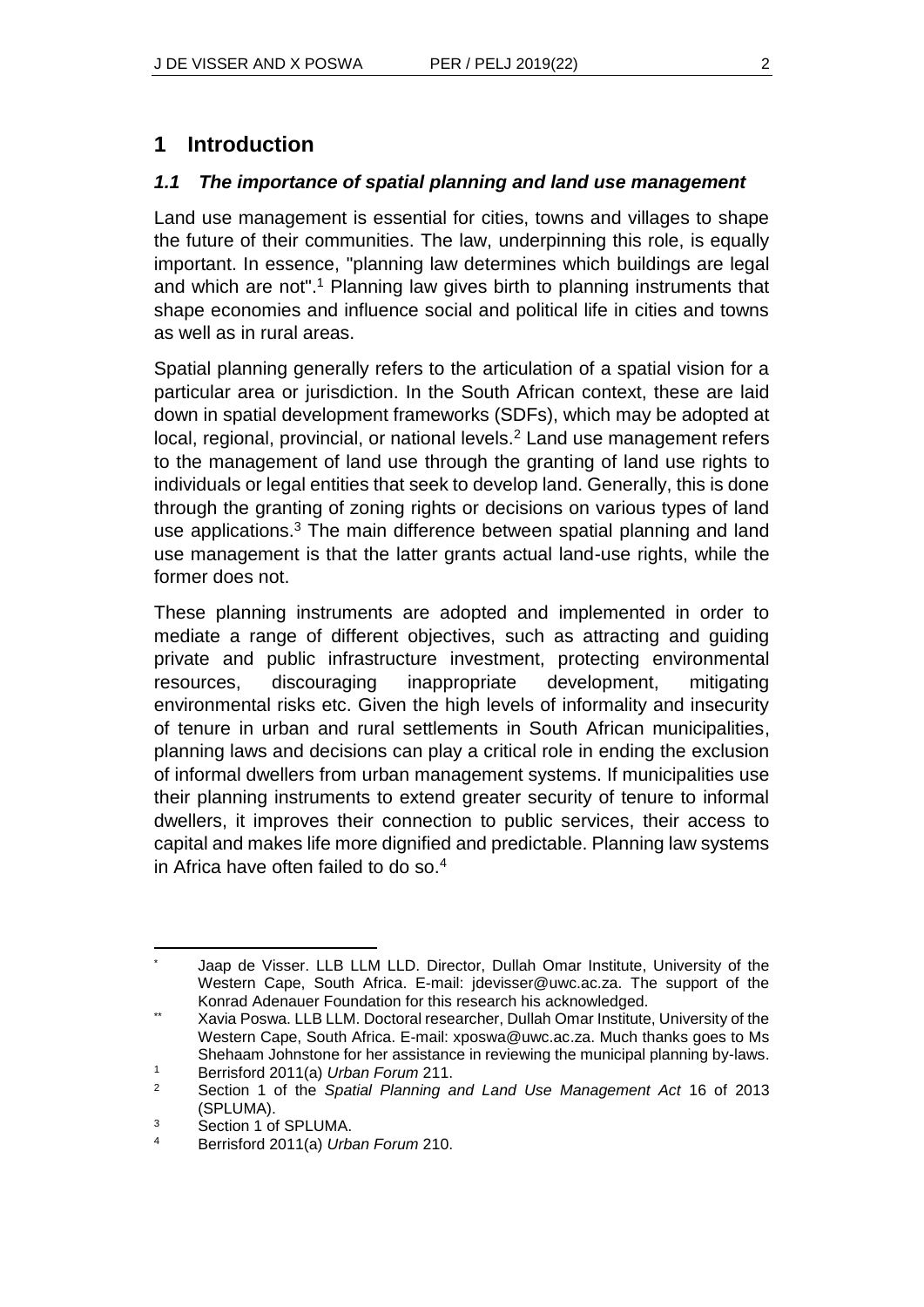# 1 Introduction

## *1.1 The importance of spatial planning and land use management*

Land use management is essential for cities, towns and villages to shape the future of their communities. The law, underpinning this role, is equally important. In essence, "planning law determines which buildings are legal and which are not".[1] Planning law gives birth to planning instruments that shape economies and influence social and political life in cities and towns as well as in rural areas.

Spatial planning generally refers to the articulation of a spatial vision for a particular area or jurisdiction. In the South African context, these are laid down in spatial development frameworks (SDFs), which may be adopted at local, regional, provincial, or national levels.[2] Land use management refers to the management of land use through the granting of land use rights to individuals or legal entities that seek to develop land. Generally, this is done through the granting of zoning rights or decisions on various types of land use applications.[3] The main difference between spatial planning and land use management is that the latter grants actual land-use rights, while the former does not.

These planning instruments are adopted and implemented in order to mediate a range of different objectives, such as attracting and guiding private and public infrastructure investment, protecting environmental resources, discouraging inappropriate development, mitigating environmental risks etc. Given the high levels of informality and insecurity of tenure in urban and rural settlements in South African municipalities, planning laws and decisions can play a critical role in ending the exclusion of informal dwellers from urban management systems. If municipalities use their planning instruments to extend greater security of tenure to informal dwellers, it improves their connection to public services, their access to capital and makes life more dignified and predictable. Planning law systems in Africa have often failed to do so.[4]

---

[*] Jaap de Visser. LLB LLM LLD. Director, Dullah Omar Institute, University of the Western Cape, South Africa. E-mail: jdevisser@uwc.ac.za. The support of the Konrad Adenauer Foundation for this research his acknowledged.

[**] Xavia Poswa. LLB LLM. Doctoral researcher, Dullah Omar Institute, University of the Western Cape, South Africa. E-mail: xposwa@uwc.ac.za. Much thanks goes to Ms Shehaam Johnstone for her assistance in reviewing the municipal planning by-laws.

[1] Berrisford 2011(a) *Urban Forum* 211.

[2] Section 1 of the *Spatial Planning and Land Use Management Act* 16 of 2013 (SPLUMA).

[3] Section 1 of SPLUMA.

[4] Berrisford 2011(a) *Urban Forum* 210.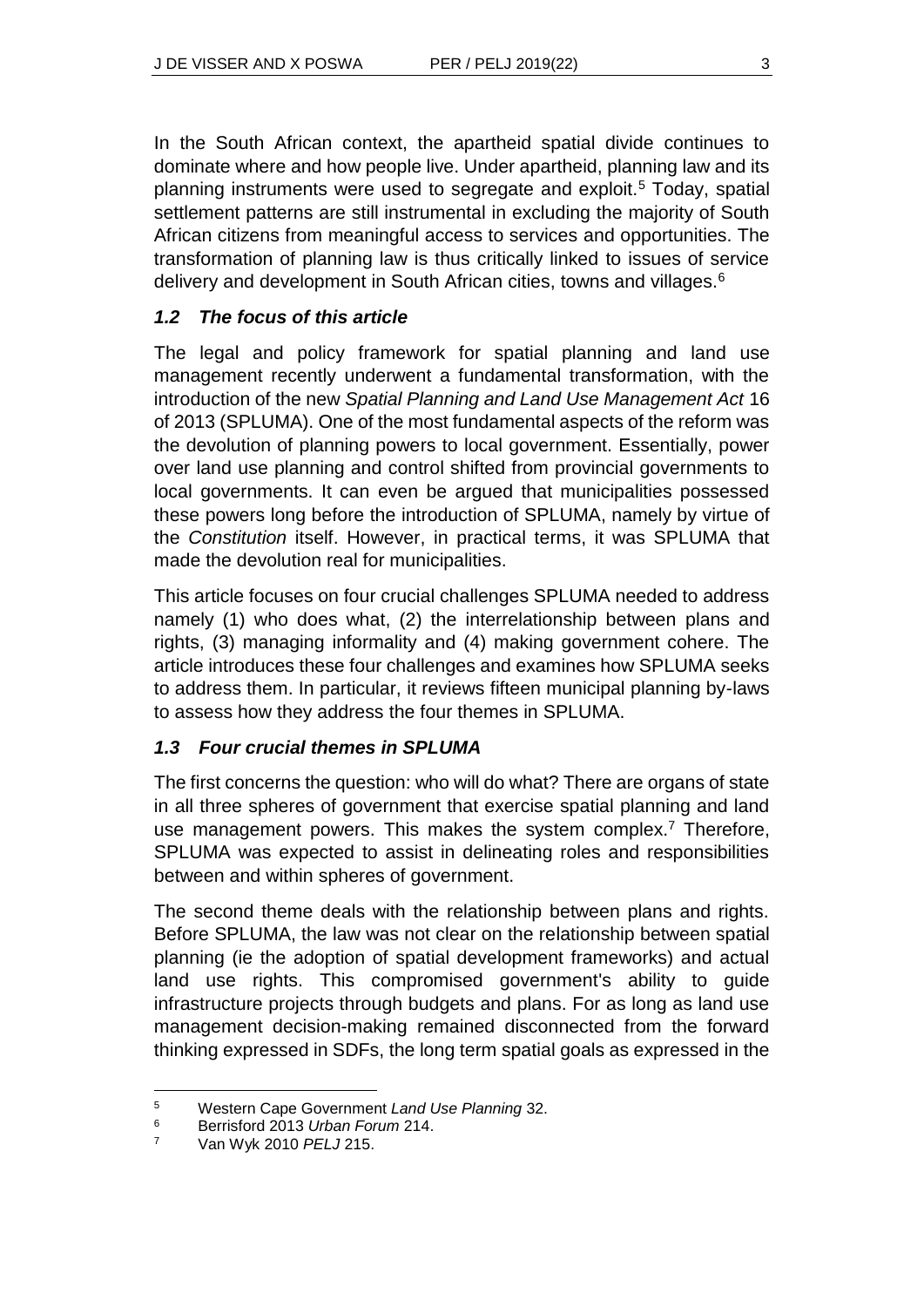In the South African context, the apartheid spatial divide continues to dominate where and how people live. Under apartheid, planning law and its planning instruments were used to segregate and exploit.[5] Today, spatial settlement patterns are still instrumental in excluding the majority of South African citizens from meaningful access to services and opportunities. The transformation of planning law is thus critically linked to issues of service delivery and development in South African cities, towns and villages.[6]

### *1.2 The focus of this article*

The legal and policy framework for spatial planning and land use management recently underwent a fundamental transformation, with the introduction of the new *Spatial Planning and Land Use Management Act* 16 of 2013 (SPLUMA). One of the most fundamental aspects of the reform was the devolution of planning powers to local government. Essentially, power over land use planning and control shifted from provincial governments to local governments. It can even be argued that municipalities possessed these powers long before the introduction of SPLUMA, namely by virtue of the *Constitution* itself. However, in practical terms, it was SPLUMA that made the devolution real for municipalities.

This article focuses on four crucial challenges SPLUMA needed to address namely (1) who does what, (2) the interrelationship between plans and rights, (3) managing informality and (4) making government cohere. The article introduces these four challenges and examines how SPLUMA seeks to address them. In particular, it reviews fifteen municipal planning by-laws to assess how they address the four themes in SPLUMA.

### *1.3 Four crucial themes in SPLUMA*

The first concerns the question: who will do what? There are organs of state in all three spheres of government that exercise spatial planning and land use management powers. This makes the system complex.[7] Therefore, SPLUMA was expected to assist in delineating roles and responsibilities between and within spheres of government.

The second theme deals with the relationship between plans and rights. Before SPLUMA, the law was not clear on the relationship between spatial planning (ie the adoption of spatial development frameworks) and actual land use rights. This compromised government's ability to guide infrastructure projects through budgets and plans. For as long as land use management decision-making remained disconnected from the forward thinking expressed in SDFs, the long term spatial goals as expressed in the

---

[5] Western Cape Government *Land Use Planning* 32.

[6] Berrisford 2013 *Urban Forum* 214.

[7] Van Wyk 2010 *PELJ* 215.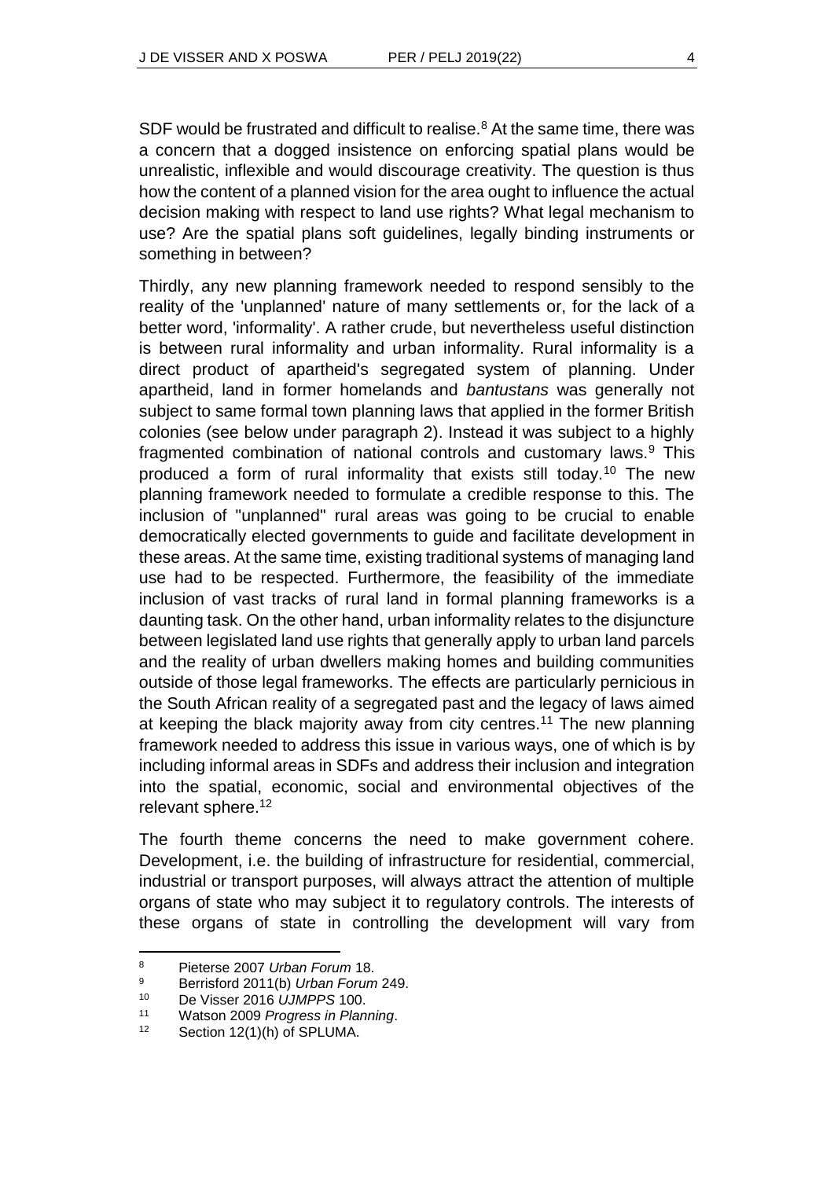SDF would be frustrated and difficult to realise.[8] At the same time, there was a concern that a dogged insistence on enforcing spatial plans would be unrealistic, inflexible and would discourage creativity. The question is thus how the content of a planned vision for the area ought to influence the actual decision making with respect to land use rights? What legal mechanism to use? Are the spatial plans soft guidelines, legally binding instruments or something in between?

Thirdly, any new planning framework needed to respond sensibly to the reality of the 'unplanned' nature of many settlements or, for the lack of a better word, 'informality'. A rather crude, but nevertheless useful distinction is between rural informality and urban informality. Rural informality is a direct product of apartheid's segregated system of planning. Under apartheid, land in former homelands and *bantustans* was generally not subject to same formal town planning laws that applied in the former British colonies (see below under paragraph 2). Instead it was subject to a highly fragmented combination of national controls and customary laws.[9] This produced a form of rural informality that exists still today.[10] The new planning framework needed to formulate a credible response to this. The inclusion of "unplanned" rural areas was going to be crucial to enable democratically elected governments to guide and facilitate development in these areas. At the same time, existing traditional systems of managing land use had to be respected. Furthermore, the feasibility of the immediate inclusion of vast tracks of rural land in formal planning frameworks is a daunting task. On the other hand, urban informality relates to the disjuncture between legislated land use rights that generally apply to urban land parcels and the reality of urban dwellers making homes and building communities outside of those legal frameworks. The effects are particularly pernicious in the South African reality of a segregated past and the legacy of laws aimed at keeping the black majority away from city centres.[11] The new planning framework needed to address this issue in various ways, one of which is by including informal areas in SDFs and address their inclusion and integration into the spatial, economic, social and environmental objectives of the relevant sphere.[12]

The fourth theme concerns the need to make government cohere. Development, i.e. the building of infrastructure for residential, commercial, industrial or transport purposes, will always attract the attention of multiple organs of state who may subject it to regulatory controls. The interests of these organs of state in controlling the development will vary from

---

[8] Pieterse 2007 *Urban Forum* 18.

[9] Berrisford 2011(b) *Urban Forum* 249.

[10] De Visser 2016 *UJMPPS* 100.

[11] Watson 2009 *Progress in Planning*.

[12] Section 12(1)(h) of SPLUMA.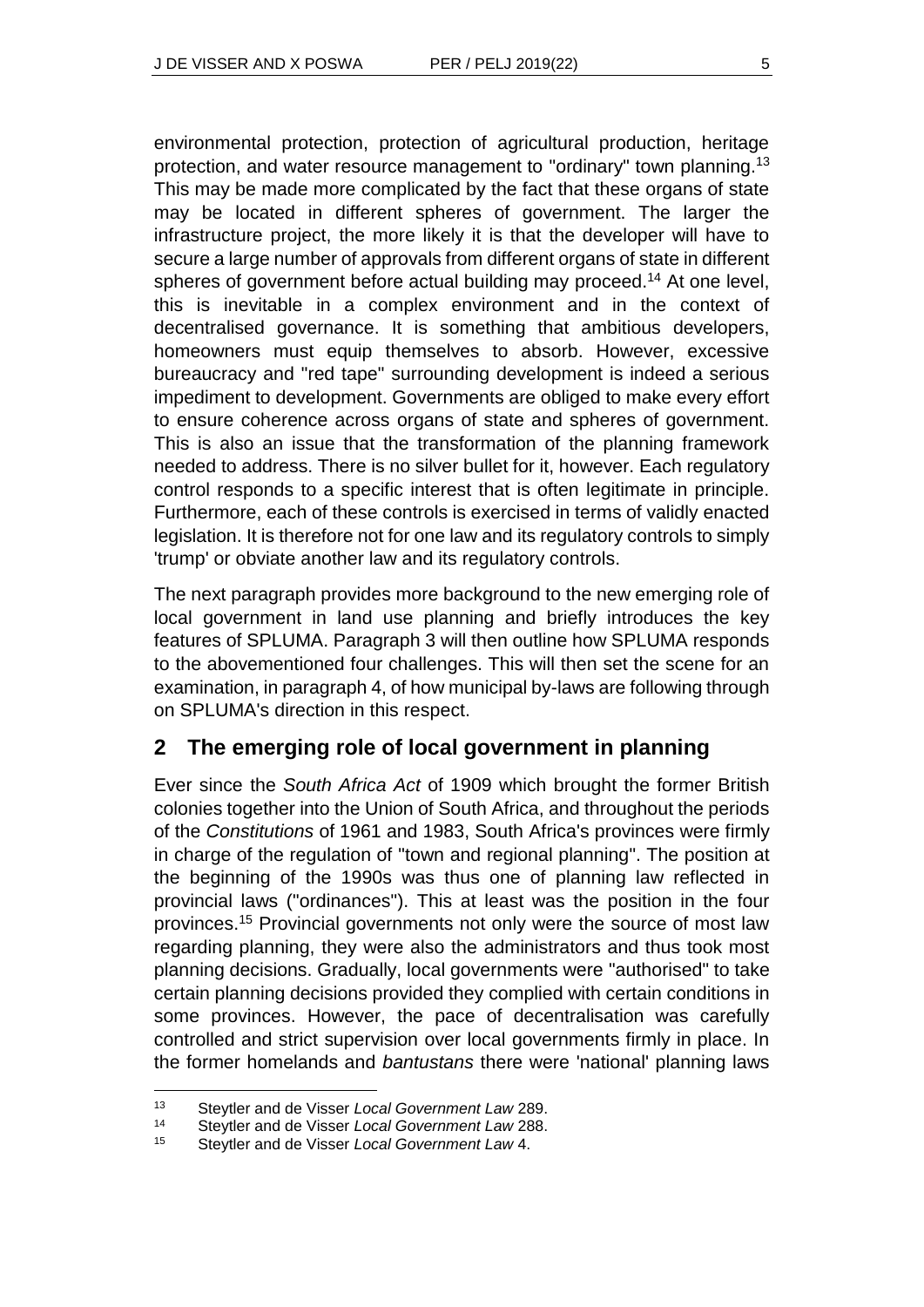environmental protection, protection of agricultural production, heritage protection, and water resource management to "ordinary" town planning.[13] This may be made more complicated by the fact that these organs of state may be located in different spheres of government. The larger the infrastructure project, the more likely it is that the developer will have to secure a large number of approvals from different organs of state in different spheres of government before actual building may proceed.[14] At one level, this is inevitable in a complex environment and in the context of decentralised governance. It is something that ambitious developers, homeowners must equip themselves to absorb. However, excessive bureaucracy and "red tape" surrounding development is indeed a serious impediment to development. Governments are obliged to make every effort to ensure coherence across organs of state and spheres of government. This is also an issue that the transformation of the planning framework needed to address. There is no silver bullet for it, however. Each regulatory control responds to a specific interest that is often legitimate in principle. Furthermore, each of these controls is exercised in terms of validly enacted legislation. It is therefore not for one law and its regulatory controls to simply 'trump' or obviate another law and its regulatory controls.

The next paragraph provides more background to the new emerging role of local government in land use planning and briefly introduces the key features of SPLUMA. Paragraph 3 will then outline how SPLUMA responds to the abovementioned four challenges. This will then set the scene for an examination, in paragraph 4, of how municipal by-laws are following through on SPLUMA's direction in this respect.

## 2 The emerging role of local government in planning

Ever since the *South Africa Act* of 1909 which brought the former British colonies together into the Union of South Africa, and throughout the periods of the *Constitutions* of 1961 and 1983, South Africa's provinces were firmly in charge of the regulation of "town and regional planning". The position at the beginning of the 1990s was thus one of planning law reflected in provincial laws ("ordinances"). This at least was the position in the four provinces.[15] Provincial governments not only were the source of most law regarding planning, they were also the administrators and thus took most planning decisions. Gradually, local governments were "authorised" to take certain planning decisions provided they complied with certain conditions in some provinces. However, the pace of decentralisation was carefully controlled and strict supervision over local governments firmly in place. In the former homelands and *bantustans* there were 'national' planning laws

---

[13] Steytler and de Visser *Local Government Law* 289.

[14] Steytler and de Visser *Local Government Law* 288.

[15] Steytler and de Visser *Local Government Law* 4.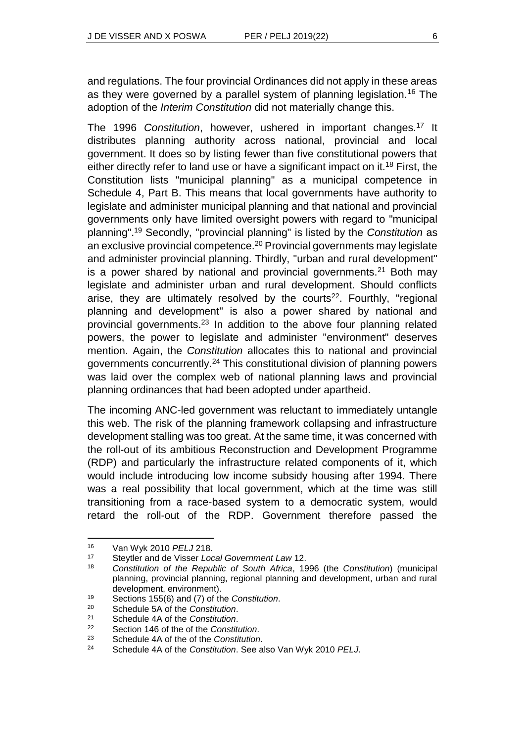and regulations. The four provincial Ordinances did not apply in these areas as they were governed by a parallel system of planning legislation.[16] The adoption of the *Interim Constitution* did not materially change this.

The 1996 *Constitution*, however, ushered in important changes.[17] It distributes planning authority across national, provincial and local government. It does so by listing fewer than five constitutional powers that either directly refer to land use or have a significant impact on it.[18] First, the Constitution lists "municipal planning" as a municipal competence in Schedule 4, Part B. This means that local governments have authority to legislate and administer municipal planning and that national and provincial governments only have limited oversight powers with regard to "municipal planning".[19] Secondly, "provincial planning" is listed by the *Constitution* as an exclusive provincial competence.[20] Provincial governments may legislate and administer provincial planning. Thirdly, "urban and rural development" is a power shared by national and provincial governments.[21] Both may legislate and administer urban and rural development. Should conflicts arise, they are ultimately resolved by the courts[22]. Fourthly, "regional planning and development" is also a power shared by national and provincial governments.[23] In addition to the above four planning related powers, the power to legislate and administer "environment" deserves mention. Again, the *Constitution* allocates this to national and provincial governments concurrently.[24] This constitutional division of planning powers was laid over the complex web of national planning laws and provincial planning ordinances that had been adopted under apartheid.

The incoming ANC-led government was reluctant to immediately untangle this web. The risk of the planning framework collapsing and infrastructure development stalling was too great. At the same time, it was concerned with the roll-out of its ambitious Reconstruction and Development Programme (RDP) and particularly the infrastructure related components of it, which would include introducing low income subsidy housing after 1994. There was a real possibility that local government, which at the time was still transitioning from a race-based system to a democratic system, would retard the roll-out of the RDP. Government therefore passed the

---

16 Van Wyk 2010 *PELJ* 218.

17 Steytler and de Visser *Local Government Law* 12.

18 *Constitution of the Republic of South Africa*, 1996 (the *Constitution*) (municipal planning, provincial planning, regional planning and development, urban and rural development, environment).

19 Sections 155(6) and (7) of the *Constitution*.

20 Schedule 5A of the *Constitution*.

21 Schedule 4A of the *Constitution*.

22 Section 146 of the of the *Constitution*.

23 Schedule 4A of the of the *Constitution*.

24 Schedule 4A of the *Constitution*. See also Van Wyk 2010 *PELJ*.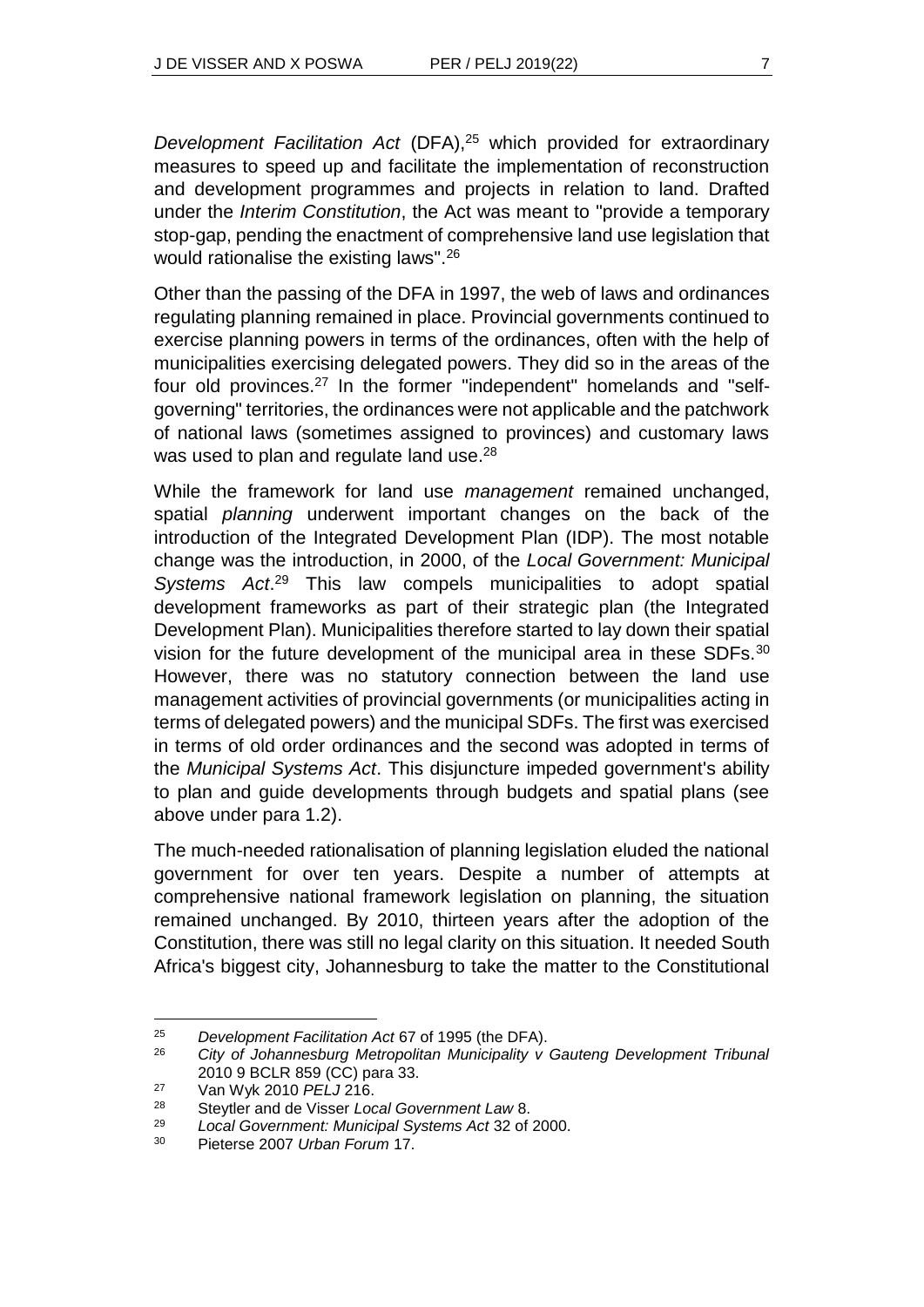*Development Facilitation Act* (DFA),[25] which provided for extraordinary measures to speed up and facilitate the implementation of reconstruction and development programmes and projects in relation to land. Drafted under the *Interim Constitution*, the Act was meant to "provide a temporary stop-gap, pending the enactment of comprehensive land use legislation that would rationalise the existing laws".[26]

Other than the passing of the DFA in 1997, the web of laws and ordinances regulating planning remained in place. Provincial governments continued to exercise planning powers in terms of the ordinances, often with the help of municipalities exercising delegated powers. They did so in the areas of the four old provinces.[27] In the former "independent" homelands and "self-governing" territories, the ordinances were not applicable and the patchwork of national laws (sometimes assigned to provinces) and customary laws was used to plan and regulate land use.[28]

While the framework for land use *management* remained unchanged, spatial *planning* underwent important changes on the back of the introduction of the Integrated Development Plan (IDP). The most notable change was the introduction, in 2000, of the *Local Government: Municipal Systems Act*.[29] This law compels municipalities to adopt spatial development frameworks as part of their strategic plan (the Integrated Development Plan). Municipalities therefore started to lay down their spatial vision for the future development of the municipal area in these SDFs.[30] However, there was no statutory connection between the land use management activities of provincial governments (or municipalities acting in terms of delegated powers) and the municipal SDFs. The first was exercised in terms of old order ordinances and the second was adopted in terms of the *Municipal Systems Act*. This disjuncture impeded government's ability to plan and guide developments through budgets and spatial plans (see above under para 1.2).

The much-needed rationalisation of planning legislation eluded the national government for over ten years. Despite a number of attempts at comprehensive national framework legislation on planning, the situation remained unchanged. By 2010, thirteen years after the adoption of the Constitution, there was still no legal clarity on this situation. It needed South Africa's biggest city, Johannesburg to take the matter to the Constitutional

---

25 *Development Facilitation Act* 67 of 1995 (the DFA).

26 *City of Johannesburg Metropolitan Municipality v Gauteng Development Tribunal* 2010 9 BCLR 859 (CC) para 33.

27 Van Wyk 2010 *PELJ* 216.

28 Steytler and de Visser *Local Government Law* 8.

29 *Local Government: Municipal Systems Act* 32 of 2000.

30 Pieterse 2007 *Urban Forum* 17.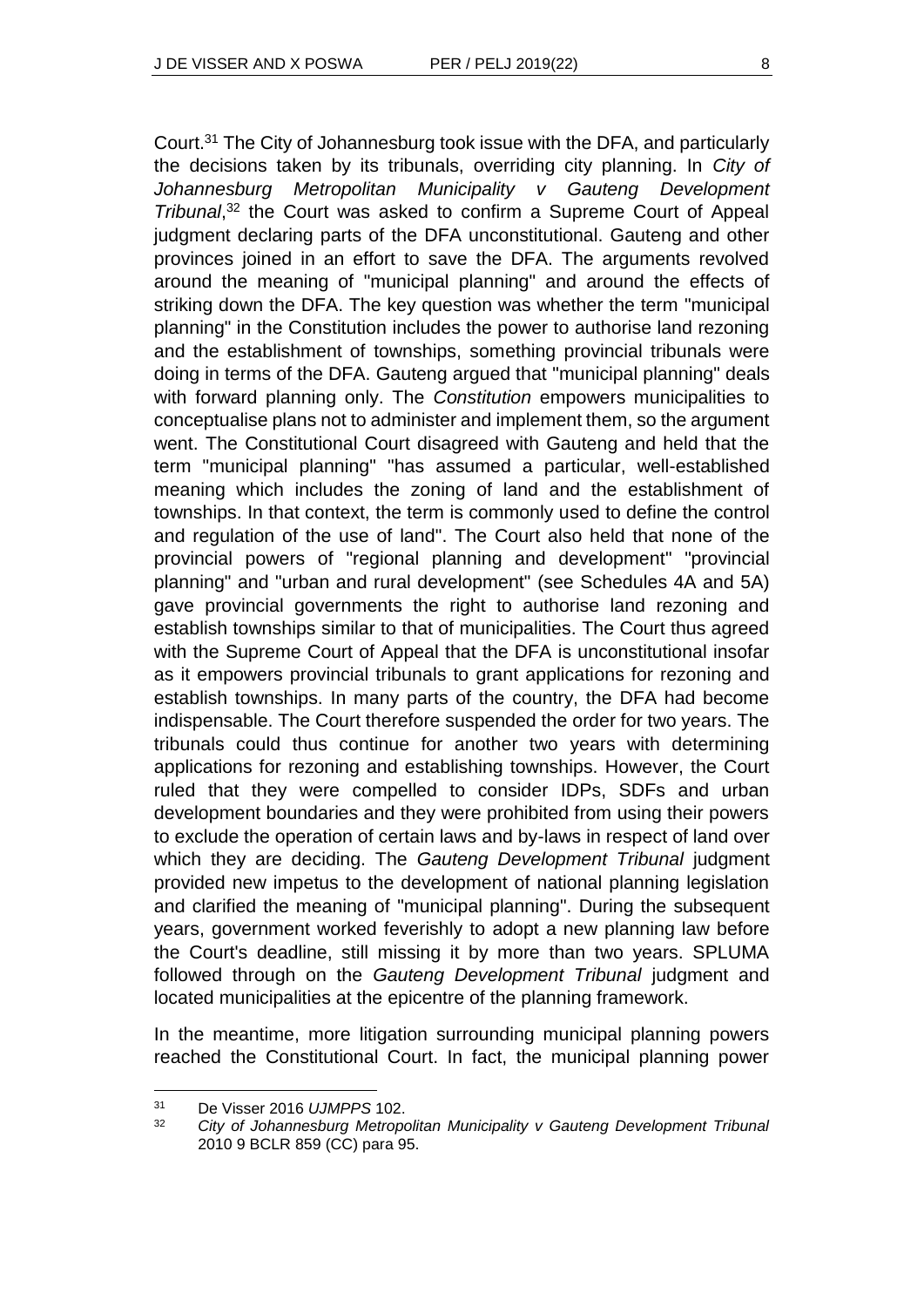Court.[31] The City of Johannesburg took issue with the DFA, and particularly the decisions taken by its tribunals, overriding city planning. In *City of Johannesburg Metropolitan Municipality v Gauteng Development Tribunal*,[32] the Court was asked to confirm a Supreme Court of Appeal judgment declaring parts of the DFA unconstitutional. Gauteng and other provinces joined in an effort to save the DFA. The arguments revolved around the meaning of "municipal planning" and around the effects of striking down the DFA. The key question was whether the term "municipal planning" in the Constitution includes the power to authorise land rezoning and the establishment of townships, something provincial tribunals were doing in terms of the DFA. Gauteng argued that "municipal planning" deals with forward planning only. The *Constitution* empowers municipalities to conceptualise plans not to administer and implement them, so the argument went. The Constitutional Court disagreed with Gauteng and held that the term "municipal planning" "has assumed a particular, well-established meaning which includes the zoning of land and the establishment of townships. In that context, the term is commonly used to define the control and regulation of the use of land". The Court also held that none of the provincial powers of "regional planning and development" "provincial planning" and "urban and rural development" (see Schedules 4A and 5A) gave provincial governments the right to authorise land rezoning and establish townships similar to that of municipalities. The Court thus agreed with the Supreme Court of Appeal that the DFA is unconstitutional insofar as it empowers provincial tribunals to grant applications for rezoning and establish townships. In many parts of the country, the DFA had become indispensable. The Court therefore suspended the order for two years. The tribunals could thus continue for another two years with determining applications for rezoning and establishing townships. However, the Court ruled that they were compelled to consider IDPs, SDFs and urban development boundaries and they were prohibited from using their powers to exclude the operation of certain laws and by-laws in respect of land over which they are deciding. The *Gauteng Development Tribunal* judgment provided new impetus to the development of national planning legislation and clarified the meaning of "municipal planning". During the subsequent years, government worked feverishly to adopt a new planning law before the Court's deadline, still missing it by more than two years. SPLUMA followed through on the *Gauteng Development Tribunal* judgment and located municipalities at the epicentre of the planning framework.

In the meantime, more litigation surrounding municipal planning powers reached the Constitutional Court. In fact, the municipal planning power

---

[31] De Visser 2016 *UJMPPS* 102.

[32] *City of Johannesburg Metropolitan Municipality v Gauteng Development Tribunal* 2010 9 BCLR 859 (CC) para 95.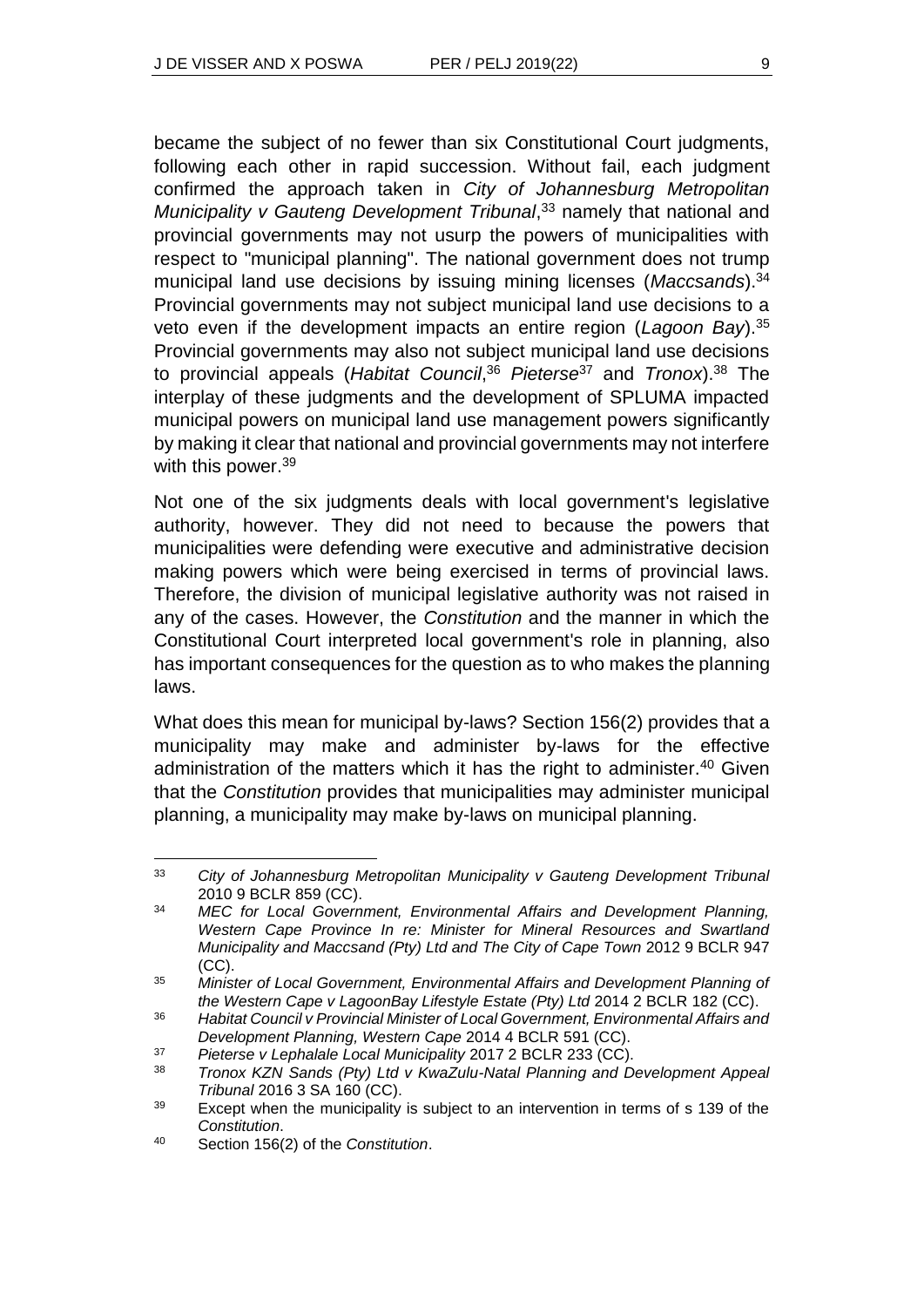became the subject of no fewer than six Constitutional Court judgments, following each other in rapid succession. Without fail, each judgment confirmed the approach taken in *City of Johannesburg Metropolitan Municipality v Gauteng Development Tribunal*,[33] namely that national and provincial governments may not usurp the powers of municipalities with respect to "municipal planning". The national government does not trump municipal land use decisions by issuing mining licenses (*Maccsands*).[34] Provincial governments may not subject municipal land use decisions to a veto even if the development impacts an entire region (*Lagoon Bay*).[35] Provincial governments may also not subject municipal land use decisions to provincial appeals (*Habitat Council*,[36] *Pieterse*[37] and *Tronox*).[38] The interplay of these judgments and the development of SPLUMA impacted municipal powers on municipal land use management powers significantly by making it clear that national and provincial governments may not interfere with this power.[39]

Not one of the six judgments deals with local government's legislative authority, however. They did not need to because the powers that municipalities were defending were executive and administrative decision making powers which were being exercised in terms of provincial laws. Therefore, the division of municipal legislative authority was not raised in any of the cases. However, the *Constitution* and the manner in which the Constitutional Court interpreted local government's role in planning, also has important consequences for the question as to who makes the planning laws.

What does this mean for municipal by-laws? Section 156(2) provides that a municipality may make and administer by-laws for the effective administration of the matters which it has the right to administer.[40] Given that the *Constitution* provides that municipalities may administer municipal planning, a municipality may make by-laws on municipal planning.

---

33 *City of Johannesburg Metropolitan Municipality v Gauteng Development Tribunal* 2010 9 BCLR 859 (CC).

34 *MEC for Local Government, Environmental Affairs and Development Planning, Western Cape Province In re: Minister for Mineral Resources and Swartland Municipality and Maccsand (Pty) Ltd and The City of Cape Town* 2012 9 BCLR 947 (CC).

35 *Minister of Local Government, Environmental Affairs and Development Planning of the Western Cape v LagoonBay Lifestyle Estate (Pty) Ltd* 2014 2 BCLR 182 (CC).

36 *Habitat Council v Provincial Minister of Local Government, Environmental Affairs and Development Planning, Western Cape* 2014 4 BCLR 591 (CC).

37 *Pieterse v Lephalale Local Municipality* 2017 2 BCLR 233 (CC).

38 *Tronox KZN Sands (Pty) Ltd v KwaZulu-Natal Planning and Development Appeal Tribunal* 2016 3 SA 160 (CC).

39 Except when the municipality is subject to an intervention in terms of s 139 of the *Constitution*.

40 Section 156(2) of the *Constitution*.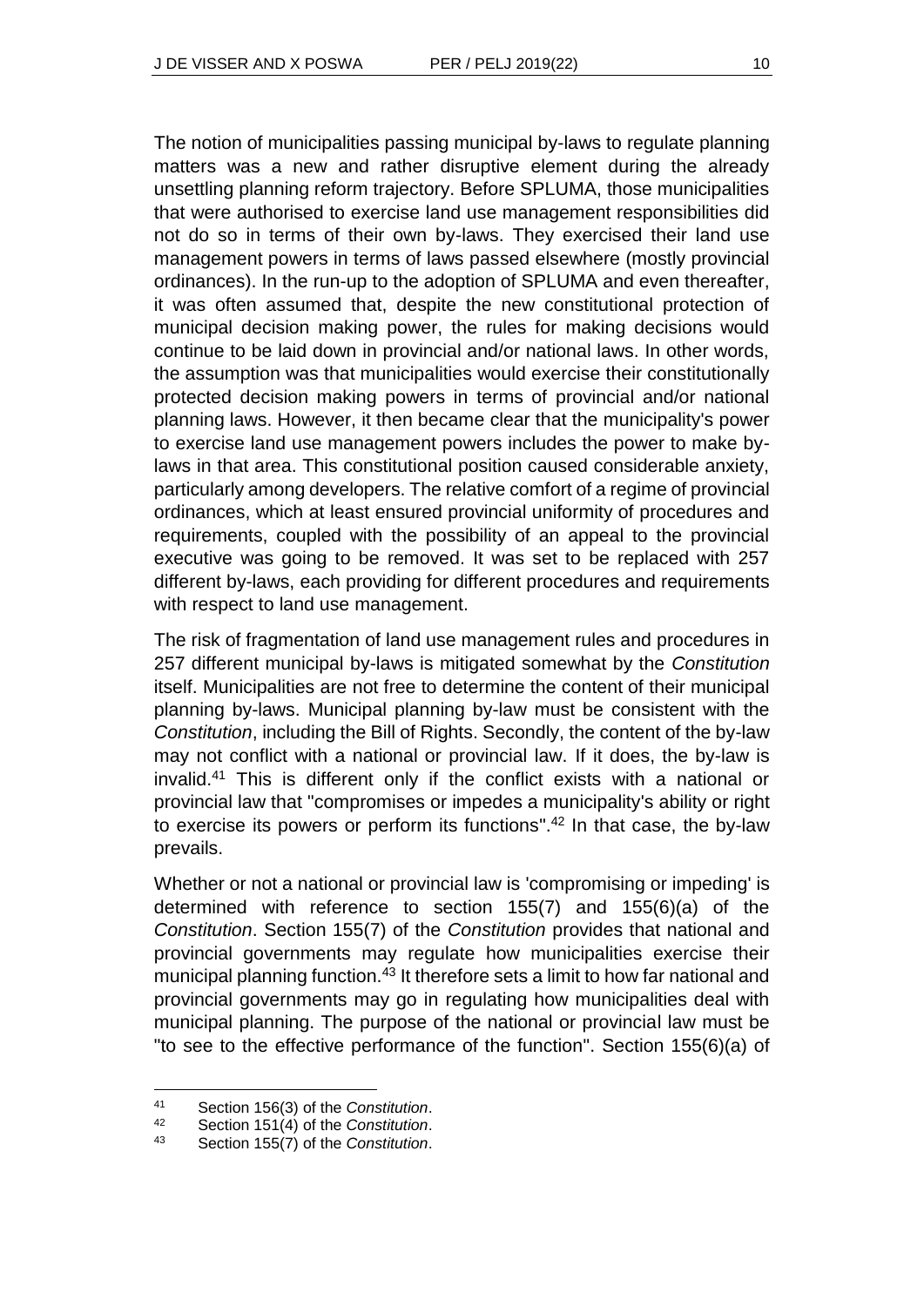The notion of municipalities passing municipal by-laws to regulate planning matters was a new and rather disruptive element during the already unsettling planning reform trajectory. Before SPLUMA, those municipalities that were authorised to exercise land use management responsibilities did not do so in terms of their own by-laws. They exercised their land use management powers in terms of laws passed elsewhere (mostly provincial ordinances). In the run-up to the adoption of SPLUMA and even thereafter, it was often assumed that, despite the new constitutional protection of municipal decision making power, the rules for making decisions would continue to be laid down in provincial and/or national laws. In other words, the assumption was that municipalities would exercise their constitutionally protected decision making powers in terms of provincial and/or national planning laws. However, it then became clear that the municipality's power to exercise land use management powers includes the power to make by-laws in that area. This constitutional position caused considerable anxiety, particularly among developers. The relative comfort of a regime of provincial ordinances, which at least ensured provincial uniformity of procedures and requirements, coupled with the possibility of an appeal to the provincial executive was going to be removed. It was set to be replaced with 257 different by-laws, each providing for different procedures and requirements with respect to land use management.

The risk of fragmentation of land use management rules and procedures in 257 different municipal by-laws is mitigated somewhat by the *Constitution* itself. Municipalities are not free to determine the content of their municipal planning by-laws. Municipal planning by-law must be consistent with the *Constitution*, including the Bill of Rights. Secondly, the content of the by-law may not conflict with a national or provincial law. If it does, the by-law is invalid.[41] This is different only if the conflict exists with a national or provincial law that "compromises or impedes a municipality's ability or right to exercise its powers or perform its functions".[42] In that case, the by-law prevails.

Whether or not a national or provincial law is 'compromising or impeding' is determined with reference to section 155(7) and 155(6)(a) of the *Constitution*. Section 155(7) of the *Constitution* provides that national and provincial governments may regulate how municipalities exercise their municipal planning function.[43] It therefore sets a limit to how far national and provincial governments may go in regulating how municipalities deal with municipal planning. The purpose of the national or provincial law must be "to see to the effective performance of the function". Section 155(6)(a) of

---

41 Section 156(3) of the *Constitution*.

42 Section 151(4) of the *Constitution*.

43 Section 155(7) of the *Constitution*.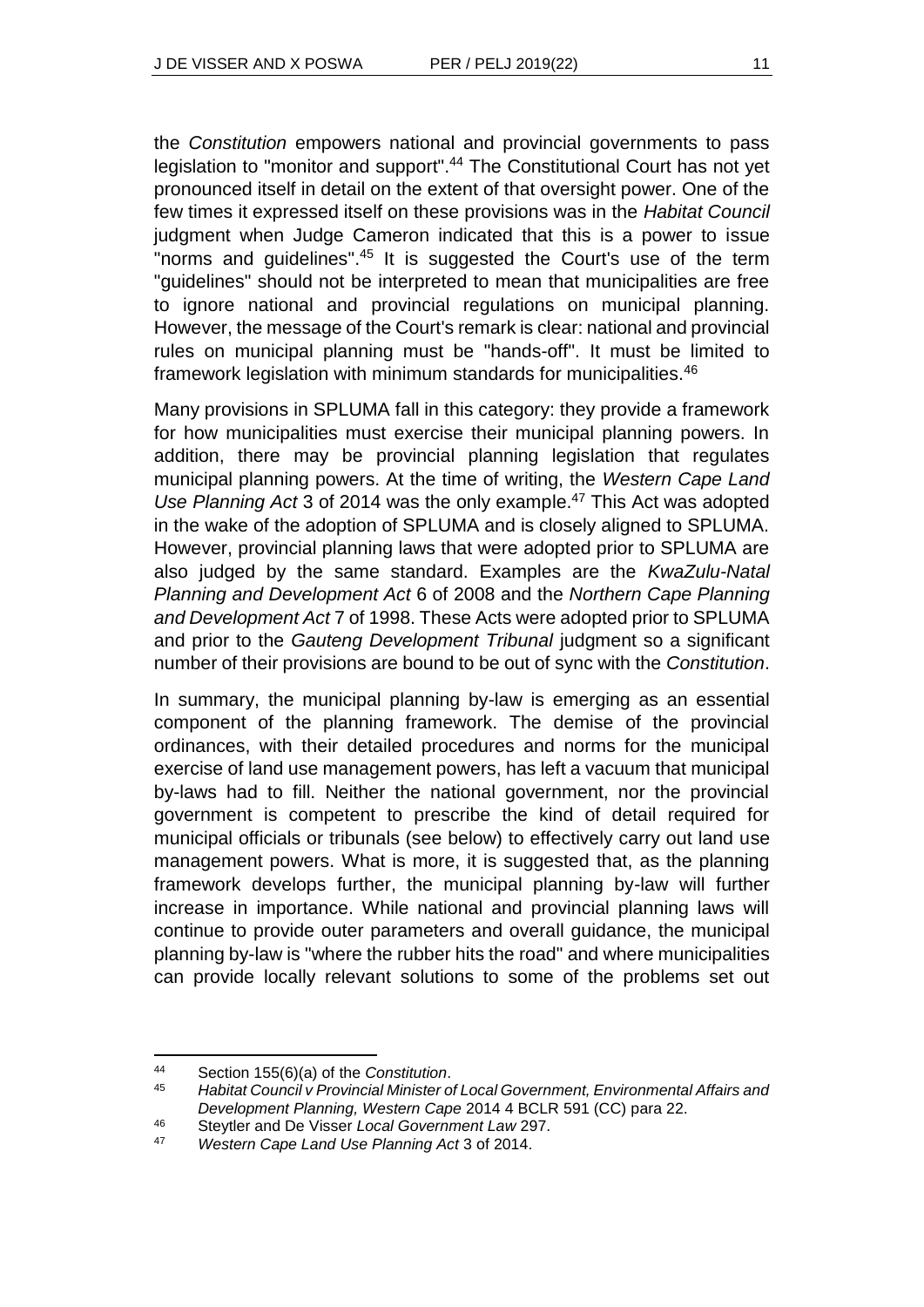the *Constitution* empowers national and provincial governments to pass legislation to "monitor and support".[44] The Constitutional Court has not yet pronounced itself in detail on the extent of that oversight power. One of the few times it expressed itself on these provisions was in the *Habitat Council* judgment when Judge Cameron indicated that this is a power to issue "norms and guidelines".[45] It is suggested the Court's use of the term "guidelines" should not be interpreted to mean that municipalities are free to ignore national and provincial regulations on municipal planning. However, the message of the Court's remark is clear: national and provincial rules on municipal planning must be "hands-off". It must be limited to framework legislation with minimum standards for municipalities.[46]

Many provisions in SPLUMA fall in this category: they provide a framework for how municipalities must exercise their municipal planning powers. In addition, there may be provincial planning legislation that regulates municipal planning powers. At the time of writing, the *Western Cape Land Use Planning Act* 3 of 2014 was the only example.[47] This Act was adopted in the wake of the adoption of SPLUMA and is closely aligned to SPLUMA. However, provincial planning laws that were adopted prior to SPLUMA are also judged by the same standard. Examples are the *KwaZulu-Natal Planning and Development Act* 6 of 2008 and the *Northern Cape Planning and Development Act* 7 of 1998. These Acts were adopted prior to SPLUMA and prior to the *Gauteng Development Tribunal* judgment so a significant number of their provisions are bound to be out of sync with the *Constitution*.

In summary, the municipal planning by-law is emerging as an essential component of the planning framework. The demise of the provincial ordinances, with their detailed procedures and norms for the municipal exercise of land use management powers, has left a vacuum that municipal by-laws had to fill. Neither the national government, nor the provincial government is competent to prescribe the kind of detail required for municipal officials or tribunals (see below) to effectively carry out land use management powers. What is more, it is suggested that, as the planning framework develops further, the municipal planning by-law will further increase in importance. While national and provincial planning laws will continue to provide outer parameters and overall guidance, the municipal planning by-law is "where the rubber hits the road" and where municipalities can provide locally relevant solutions to some of the problems set out

---

[44] Section 155(6)(a) of the *Constitution*.

[45] *Habitat Council v Provincial Minister of Local Government, Environmental Affairs and Development Planning, Western Cape* 2014 4 BCLR 591 (CC) para 22.

[46] Steytler and De Visser *Local Government Law* 297.

[47] *Western Cape Land Use Planning Act* 3 of 2014.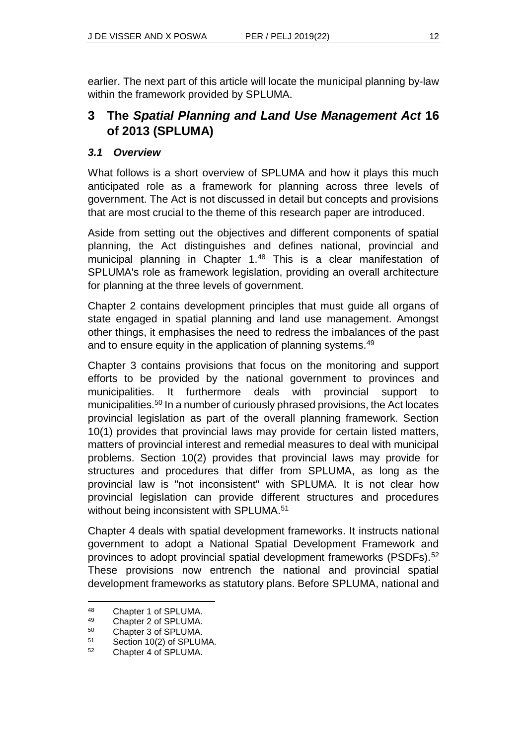earlier. The next part of this article will locate the municipal planning by-law within the framework provided by SPLUMA.

## 3 The *Spatial Planning and Land Use Management Act* 16 of 2013 (SPLUMA)

### *3.1 Overview*

What follows is a short overview of SPLUMA and how it plays this much anticipated role as a framework for planning across three levels of government. The Act is not discussed in detail but concepts and provisions that are most crucial to the theme of this research paper are introduced.

Aside from setting out the objectives and different components of spatial planning, the Act distinguishes and defines national, provincial and municipal planning in Chapter 1.[48] This is a clear manifestation of SPLUMA's role as framework legislation, providing an overall architecture for planning at the three levels of government.

Chapter 2 contains development principles that must guide all organs of state engaged in spatial planning and land use management. Amongst other things, it emphasises the need to redress the imbalances of the past and to ensure equity in the application of planning systems.[49]

Chapter 3 contains provisions that focus on the monitoring and support efforts to be provided by the national government to provinces and municipalities. It furthermore deals with provincial support to municipalities.[50] In a number of curiously phrased provisions, the Act locates provincial legislation as part of the overall planning framework. Section 10(1) provides that provincial laws may provide for certain listed matters, matters of provincial interest and remedial measures to deal with municipal problems. Section 10(2) provides that provincial laws may provide for structures and procedures that differ from SPLUMA, as long as the provincial law is "not inconsistent" with SPLUMA. It is not clear how provincial legislation can provide different structures and procedures without being inconsistent with SPLUMA.[51]

Chapter 4 deals with spatial development frameworks. It instructs national government to adopt a National Spatial Development Framework and provinces to adopt provincial spatial development frameworks (PSDFs).[52] These provisions now entrench the national and provincial spatial development frameworks as statutory plans. Before SPLUMA, national and

---

[48] Chapter 1 of SPLUMA.

[49] Chapter 2 of SPLUMA.

[50] Chapter 3 of SPLUMA.

[51] Section 10(2) of SPLUMA.

[52] Chapter 4 of SPLUMA.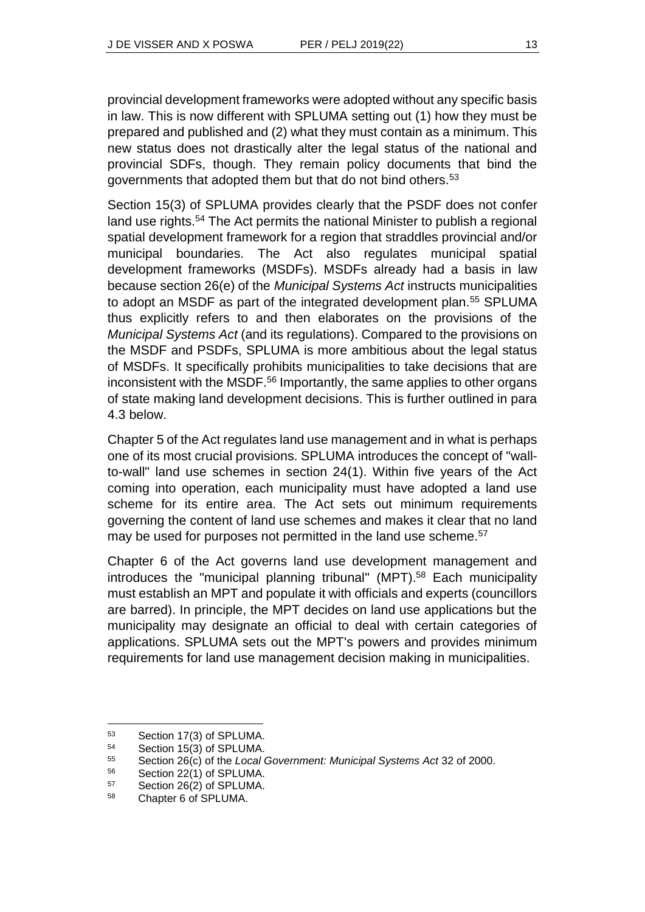provincial development frameworks were adopted without any specific basis in law. This is now different with SPLUMA setting out (1) how they must be prepared and published and (2) what they must contain as a minimum. This new status does not drastically alter the legal status of the national and provincial SDFs, though. They remain policy documents that bind the governments that adopted them but that do not bind others.[53]

Section 15(3) of SPLUMA provides clearly that the PSDF does not confer land use rights.[54] The Act permits the national Minister to publish a regional spatial development framework for a region that straddles provincial and/or municipal boundaries. The Act also regulates municipal spatial development frameworks (MSDFs). MSDFs already had a basis in law because section 26(e) of the *Municipal Systems Act* instructs municipalities to adopt an MSDF as part of the integrated development plan.[55] SPLUMA thus explicitly refers to and then elaborates on the provisions of the *Municipal Systems Act* (and its regulations). Compared to the provisions on the MSDF and PSDFs, SPLUMA is more ambitious about the legal status of MSDFs. It specifically prohibits municipalities to take decisions that are inconsistent with the MSDF.[56] Importantly, the same applies to other organs of state making land development decisions. This is further outlined in para 4.3 below.

Chapter 5 of the Act regulates land use management and in what is perhaps one of its most crucial provisions. SPLUMA introduces the concept of "wall-to-wall" land use schemes in section 24(1). Within five years of the Act coming into operation, each municipality must have adopted a land use scheme for its entire area. The Act sets out minimum requirements governing the content of land use schemes and makes it clear that no land may be used for purposes not permitted in the land use scheme.[57]

Chapter 6 of the Act governs land use development management and introduces the "municipal planning tribunal" (MPT).[58] Each municipality must establish an MPT and populate it with officials and experts (councillors are barred). In principle, the MPT decides on land use applications but the municipality may designate an official to deal with certain categories of applications. SPLUMA sets out the MPT's powers and provides minimum requirements for land use management decision making in municipalities.

---

53 Section 17(3) of SPLUMA.

54 Section 15(3) of SPLUMA.

55 Section 26(c) of the *Local Government: Municipal Systems Act* 32 of 2000.

56 Section 22(1) of SPLUMA.

57 Section 26(2) of SPLUMA.

58 Chapter 6 of SPLUMA.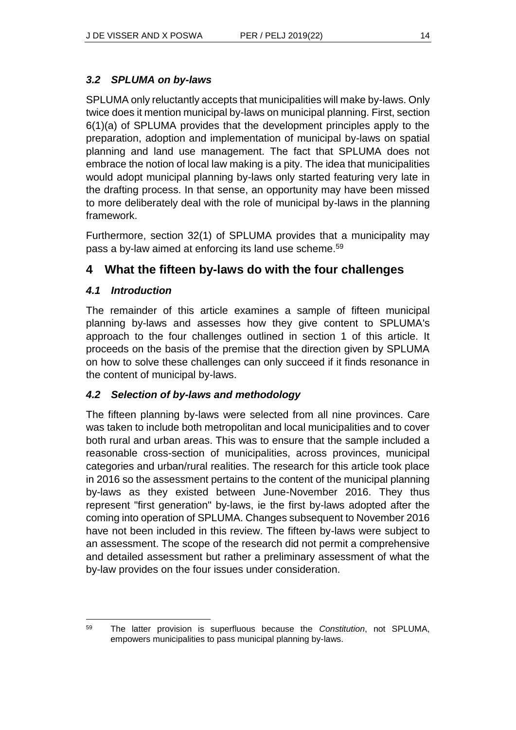### *3.2 SPLUMA on by-laws*

SPLUMA only reluctantly accepts that municipalities will make by-laws. Only twice does it mention municipal by-laws on municipal planning. First, section 6(1)(a) of SPLUMA provides that the development principles apply to the preparation, adoption and implementation of municipal by-laws on spatial planning and land use management. The fact that SPLUMA does not embrace the notion of local law making is a pity. The idea that municipalities would adopt municipal planning by-laws only started featuring very late in the drafting process. In that sense, an opportunity may have been missed to more deliberately deal with the role of municipal by-laws in the planning framework.

Furthermore, section 32(1) of SPLUMA provides that a municipality may pass a by-law aimed at enforcing its land use scheme.[59]

## 4 What the fifteen by-laws do with the four challenges

### *4.1 Introduction*

The remainder of this article examines a sample of fifteen municipal planning by-laws and assesses how they give content to SPLUMA's approach to the four challenges outlined in section 1 of this article. It proceeds on the basis of the premise that the direction given by SPLUMA on how to solve these challenges can only succeed if it finds resonance in the content of municipal by-laws.

### *4.2 Selection of by-laws and methodology*

The fifteen planning by-laws were selected from all nine provinces. Care was taken to include both metropolitan and local municipalities and to cover both rural and urban areas. This was to ensure that the sample included a reasonable cross-section of municipalities, across provinces, municipal categories and urban/rural realities. The research for this article took place in 2016 so the assessment pertains to the content of the municipal planning by-laws as they existed between June-November 2016. They thus represent "first generation" by-laws, ie the first by-laws adopted after the coming into operation of SPLUMA. Changes subsequent to November 2016 have not been included in this review. The fifteen by-laws were subject to an assessment. The scope of the research did not permit a comprehensive and detailed assessment but rather a preliminary assessment of what the by-law provides on the four issues under consideration.

---

[59] The latter provision is superfluous because the *Constitution*, not SPLUMA, empowers municipalities to pass municipal planning by-laws.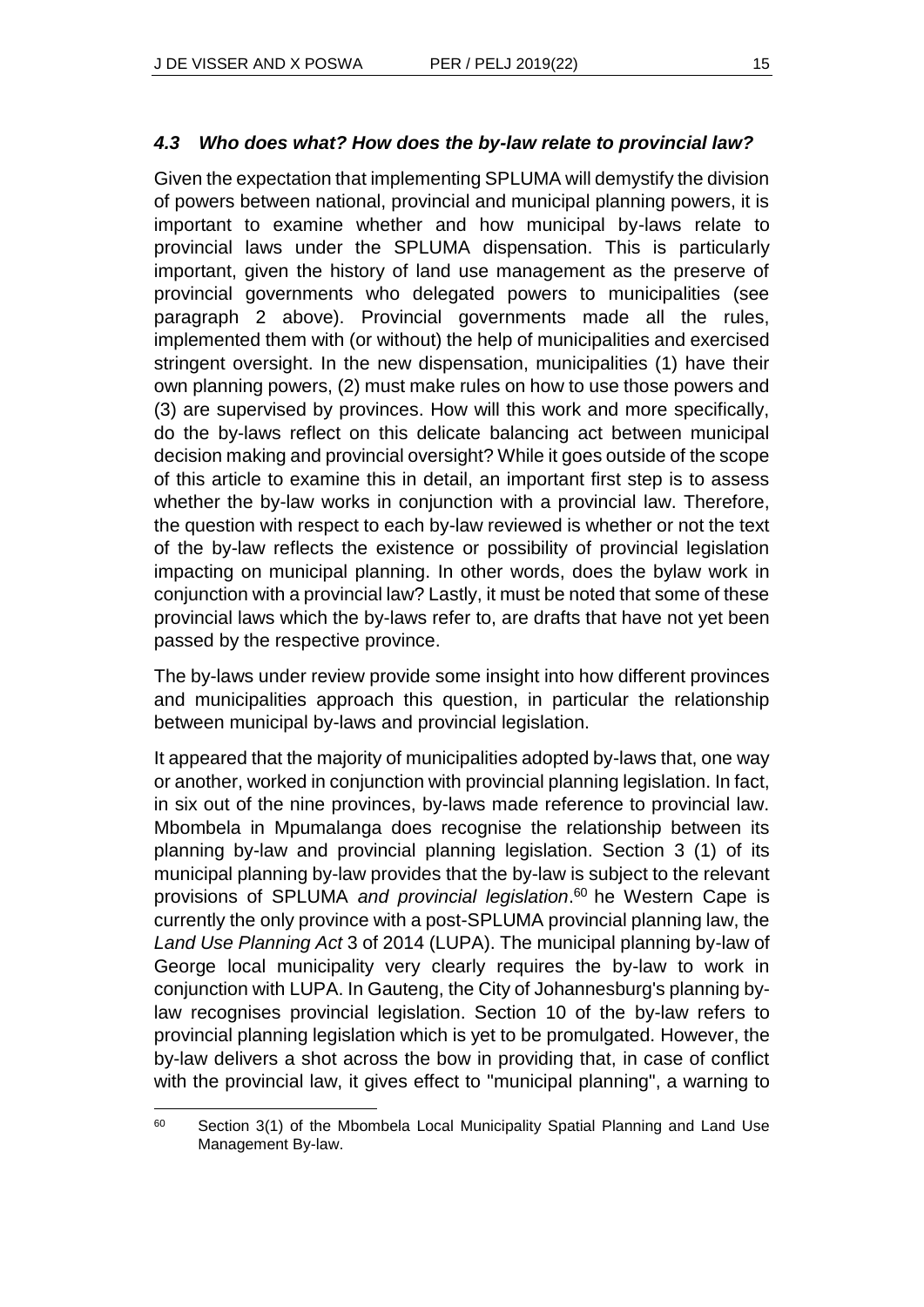### *4.3 Who does what? How does the by-law relate to provincial law?*

Given the expectation that implementing SPLUMA will demystify the division of powers between national, provincial and municipal planning powers, it is important to examine whether and how municipal by-laws relate to provincial laws under the SPLUMA dispensation. This is particularly important, given the history of land use management as the preserve of provincial governments who delegated powers to municipalities (see paragraph 2 above). Provincial governments made all the rules, implemented them with (or without) the help of municipalities and exercised stringent oversight. In the new dispensation, municipalities (1) have their own planning powers, (2) must make rules on how to use those powers and (3) are supervised by provinces. How will this work and more specifically, do the by-laws reflect on this delicate balancing act between municipal decision making and provincial oversight? While it goes outside of the scope of this article to examine this in detail, an important first step is to assess whether the by-law works in conjunction with a provincial law. Therefore, the question with respect to each by-law reviewed is whether or not the text of the by-law reflects the existence or possibility of provincial legislation impacting on municipal planning. In other words, does the bylaw work in conjunction with a provincial law? Lastly, it must be noted that some of these provincial laws which the by-laws refer to, are drafts that have not yet been passed by the respective province.

The by-laws under review provide some insight into how different provinces and municipalities approach this question, in particular the relationship between municipal by-laws and provincial legislation.

It appeared that the majority of municipalities adopted by-laws that, one way or another, worked in conjunction with provincial planning legislation. In fact, in six out of the nine provinces, by-laws made reference to provincial law. Mbombela in Mpumalanga does recognise the relationship between its planning by-law and provincial planning legislation. Section 3 (1) of its municipal planning by-law provides that the by-law is subject to the relevant provisions of SPLUMA *and provincial legislation*.[60] he Western Cape is currently the only province with a post-SPLUMA provincial planning law, the *Land Use Planning Act* 3 of 2014 (LUPA). The municipal planning by-law of George local municipality very clearly requires the by-law to work in conjunction with LUPA. In Gauteng, the City of Johannesburg's planning by-law recognises provincial legislation. Section 10 of the by-law refers to provincial planning legislation which is yet to be promulgated. However, the by-law delivers a shot across the bow in providing that, in case of conflict with the provincial law, it gives effect to "municipal planning", a warning to

[60] Section 3(1) of the Mbombela Local Municipality Spatial Planning and Land Use Management By-law.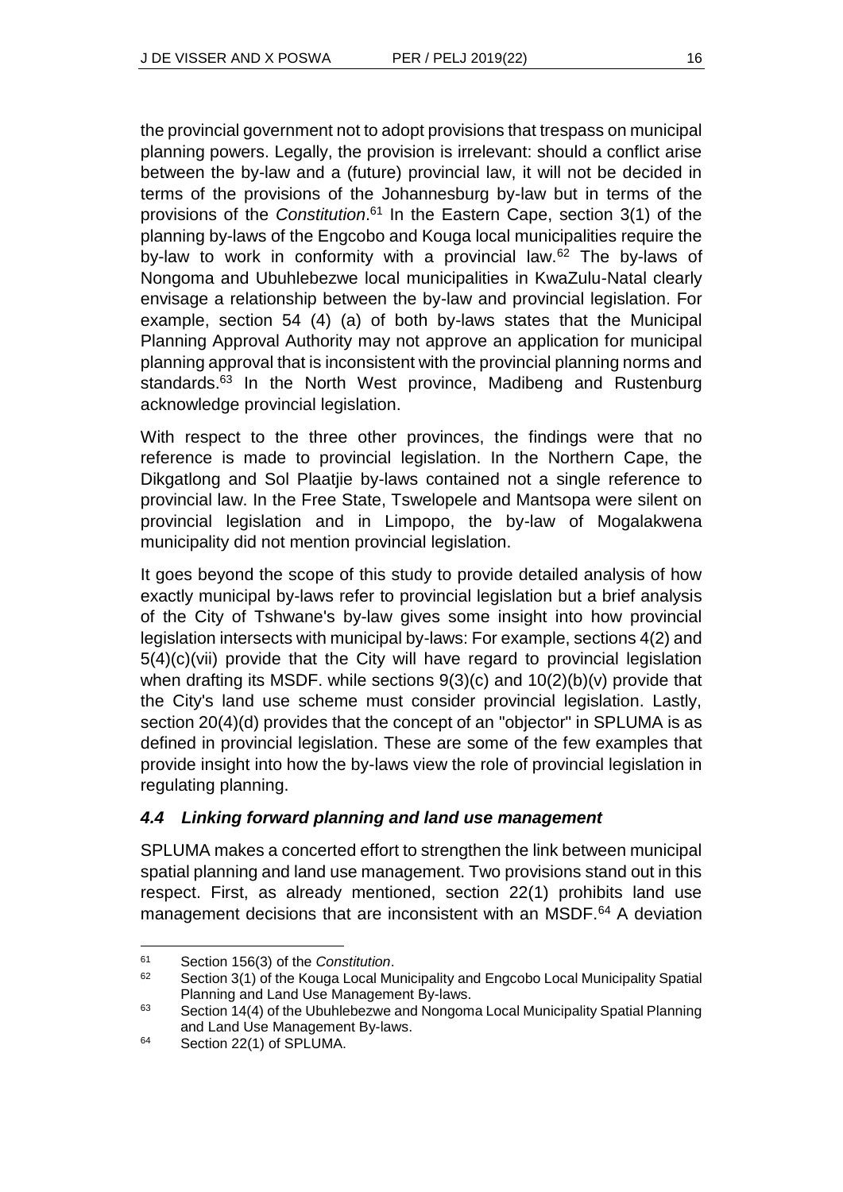the provincial government not to adopt provisions that trespass on municipal planning powers. Legally, the provision is irrelevant: should a conflict arise between the by-law and a (future) provincial law, it will not be decided in terms of the provisions of the Johannesburg by-law but in terms of the provisions of the *Constitution*.[61] In the Eastern Cape, section 3(1) of the planning by-laws of the Engcobo and Kouga local municipalities require the by-law to work in conformity with a provincial law.[62] The by-laws of Nongoma and Ubuhlebezwe local municipalities in KwaZulu-Natal clearly envisage a relationship between the by-law and provincial legislation. For example, section 54 (4) (a) of both by-laws states that the Municipal Planning Approval Authority may not approve an application for municipal planning approval that is inconsistent with the provincial planning norms and standards.[63] In the North West province, Madibeng and Rustenburg acknowledge provincial legislation.

With respect to the three other provinces, the findings were that no reference is made to provincial legislation. In the Northern Cape, the Dikgatlong and Sol Plaatjie by-laws contained not a single reference to provincial law. In the Free State, Tswelopele and Mantsopa were silent on provincial legislation and in Limpopo, the by-law of Mogalakwena municipality did not mention provincial legislation.

It goes beyond the scope of this study to provide detailed analysis of how exactly municipal by-laws refer to provincial legislation but a brief analysis of the City of Tshwane's by-law gives some insight into how provincial legislation intersects with municipal by-laws: For example, sections 4(2) and 5(4)(c)(vii) provide that the City will have regard to provincial legislation when drafting its MSDF. while sections 9(3)(c) and 10(2)(b)(v) provide that the City's land use scheme must consider provincial legislation. Lastly, section 20(4)(d) provides that the concept of an "objector" in SPLUMA is as defined in provincial legislation. These are some of the few examples that provide insight into how the by-laws view the role of provincial legislation in regulating planning.

### *4.4 Linking forward planning and land use management*

SPLUMA makes a concerted effort to strengthen the link between municipal spatial planning and land use management. Two provisions stand out in this respect. First, as already mentioned, section 22(1) prohibits land use management decisions that are inconsistent with an MSDF.[64] A deviation

---

[61] Section 156(3) of the *Constitution*.

[62] Section 3(1) of the Kouga Local Municipality and Engcobo Local Municipality Spatial Planning and Land Use Management By-laws.

[63] Section 14(4) of the Ubuhlebezwe and Nongoma Local Municipality Spatial Planning and Land Use Management By-laws.

[64] Section 22(1) of SPLUMA.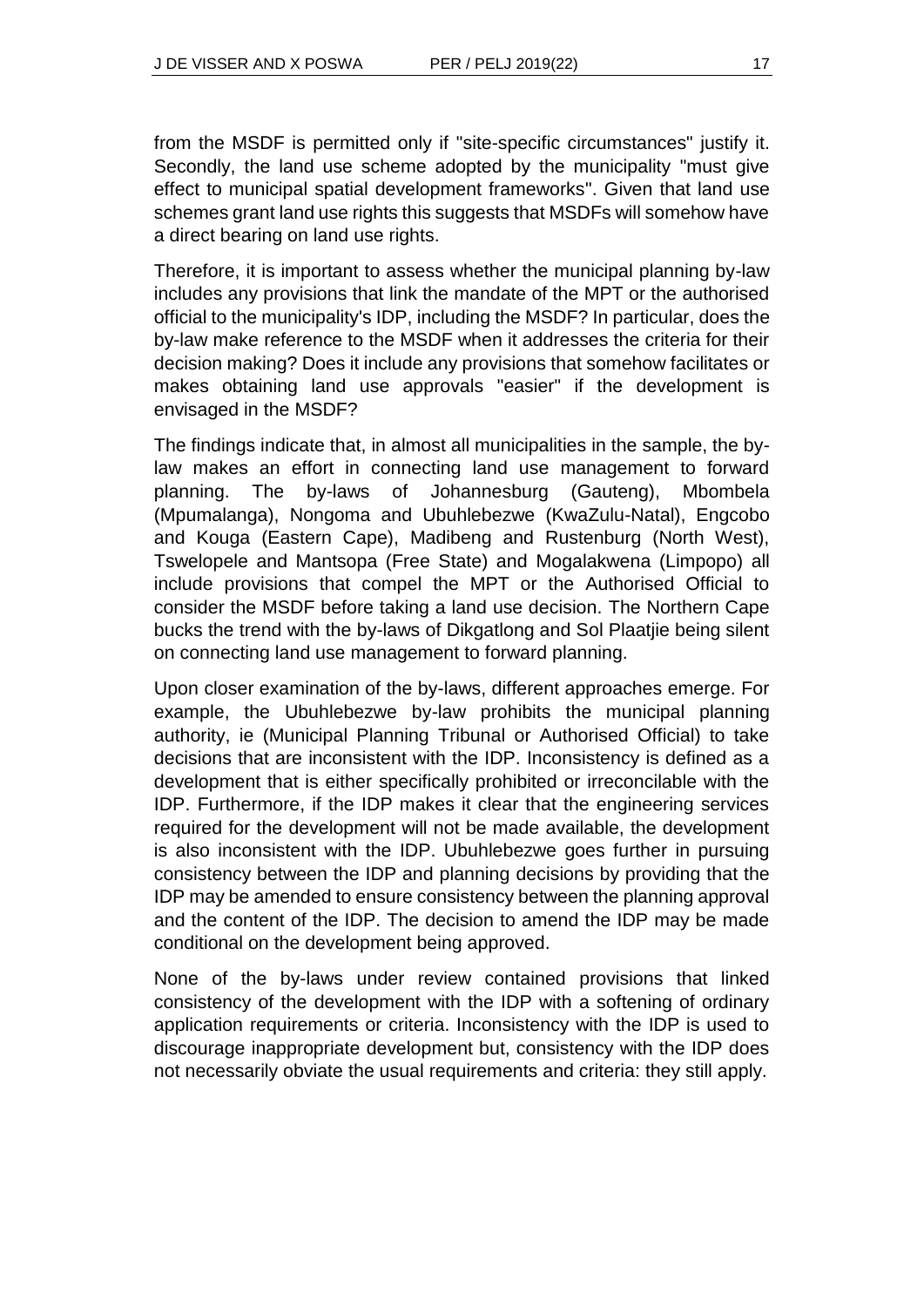from the MSDF is permitted only if "site-specific circumstances" justify it. Secondly, the land use scheme adopted by the municipality "must give effect to municipal spatial development frameworks". Given that land use schemes grant land use rights this suggests that MSDFs will somehow have a direct bearing on land use rights.

Therefore, it is important to assess whether the municipal planning by-law includes any provisions that link the mandate of the MPT or the authorised official to the municipality's IDP, including the MSDF? In particular, does the by-law make reference to the MSDF when it addresses the criteria for their decision making? Does it include any provisions that somehow facilitates or makes obtaining land use approvals "easier" if the development is envisaged in the MSDF?

The findings indicate that, in almost all municipalities in the sample, the by-law makes an effort in connecting land use management to forward planning. The by-laws of Johannesburg (Gauteng), Mbombela (Mpumalanga), Nongoma and Ubuhlebezwe (KwaZulu-Natal), Engcobo and Kouga (Eastern Cape), Madibeng and Rustenburg (North West), Tswelopele and Mantsopa (Free State) and Mogalakwena (Limpopo) all include provisions that compel the MPT or the Authorised Official to consider the MSDF before taking a land use decision. The Northern Cape bucks the trend with the by-laws of Dikgatlong and Sol Plaatjie being silent on connecting land use management to forward planning.

Upon closer examination of the by-laws, different approaches emerge. For example, the Ubuhlebezwe by-law prohibits the municipal planning authority, ie (Municipal Planning Tribunal or Authorised Official) to take decisions that are inconsistent with the IDP. Inconsistency is defined as a development that is either specifically prohibited or irreconcilable with the IDP. Furthermore, if the IDP makes it clear that the engineering services required for the development will not be made available, the development is also inconsistent with the IDP. Ubuhlebezwe goes further in pursuing consistency between the IDP and planning decisions by providing that the IDP may be amended to ensure consistency between the planning approval and the content of the IDP. The decision to amend the IDP may be made conditional on the development being approved.

None of the by-laws under review contained provisions that linked consistency of the development with the IDP with a softening of ordinary application requirements or criteria. Inconsistency with the IDP is used to discourage inappropriate development but, consistency with the IDP does not necessarily obviate the usual requirements and criteria: they still apply.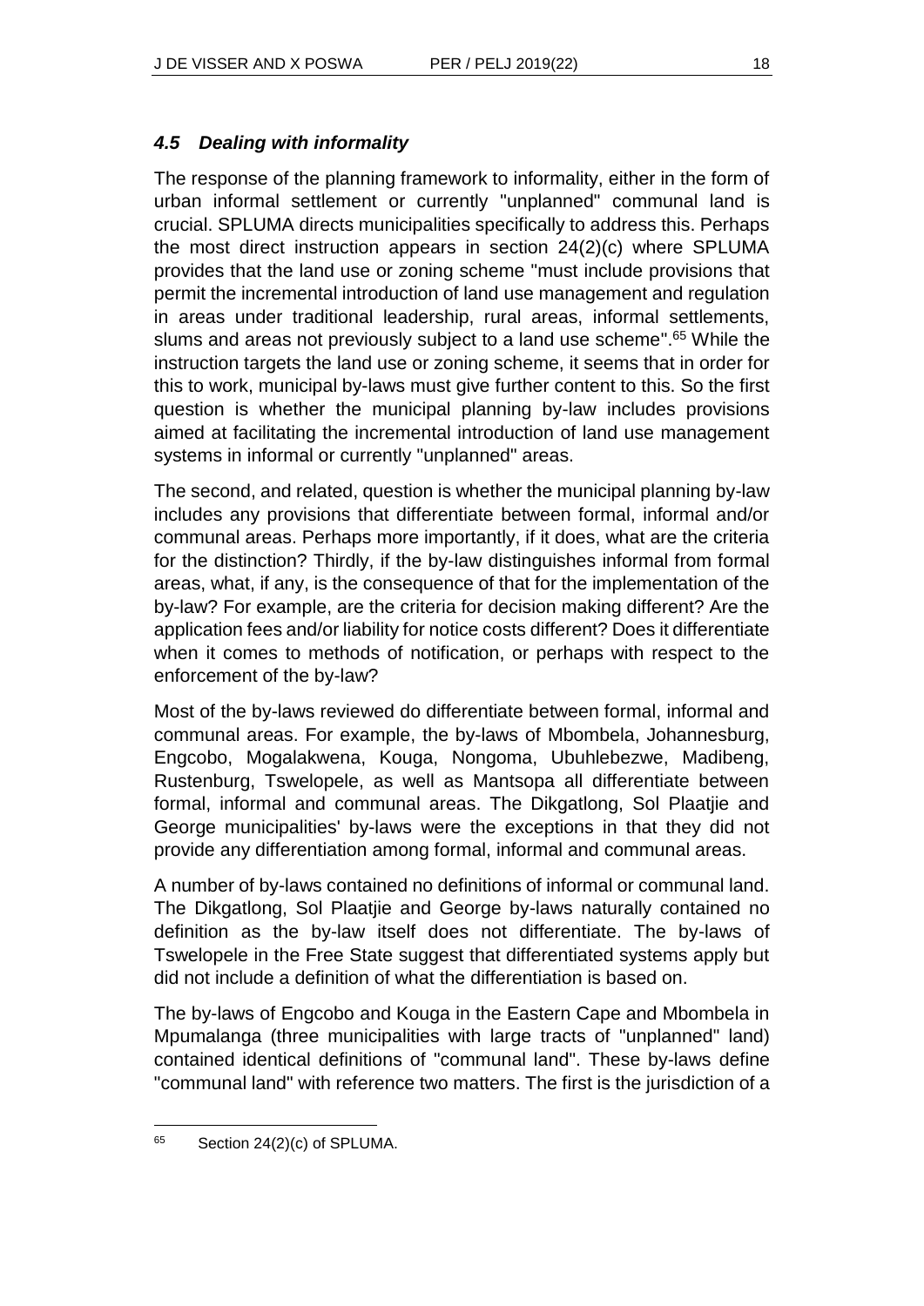### *4.5 Dealing with informality*

The response of the planning framework to informality, either in the form of urban informal settlement or currently "unplanned" communal land is crucial. SPLUMA directs municipalities specifically to address this. Perhaps the most direct instruction appears in section 24(2)(c) where SPLUMA provides that the land use or zoning scheme "must include provisions that permit the incremental introduction of land use management and regulation in areas under traditional leadership, rural areas, informal settlements, slums and areas not previously subject to a land use scheme".[65] While the instruction targets the land use or zoning scheme, it seems that in order for this to work, municipal by-laws must give further content to this. So the first question is whether the municipal planning by-law includes provisions aimed at facilitating the incremental introduction of land use management systems in informal or currently "unplanned" areas.

The second, and related, question is whether the municipal planning by-law includes any provisions that differentiate between formal, informal and/or communal areas. Perhaps more importantly, if it does, what are the criteria for the distinction? Thirdly, if the by-law distinguishes informal from formal areas, what, if any, is the consequence of that for the implementation of the by-law? For example, are the criteria for decision making different? Are the application fees and/or liability for notice costs different? Does it differentiate when it comes to methods of notification, or perhaps with respect to the enforcement of the by-law?

Most of the by-laws reviewed do differentiate between formal, informal and communal areas. For example, the by-laws of Mbombela, Johannesburg, Engcobo, Mogalakwena, Kouga, Nongoma, Ubuhlebezwe, Madibeng, Rustenburg, Tswelopele, as well as Mantsopa all differentiate between formal, informal and communal areas. The Dikgatlong, Sol Plaatjie and George municipalities' by-laws were the exceptions in that they did not provide any differentiation among formal, informal and communal areas.

A number of by-laws contained no definitions of informal or communal land. The Dikgatlong, Sol Plaatjie and George by-laws naturally contained no definition as the by-law itself does not differentiate. The by-laws of Tswelopele in the Free State suggest that differentiated systems apply but did not include a definition of what the differentiation is based on.

The by-laws of Engcobo and Kouga in the Eastern Cape and Mbombela in Mpumalanga (three municipalities with large tracts of "unplanned" land) contained identical definitions of "communal land". These by-laws define "communal land" with reference two matters. The first is the jurisdiction of a

[65] Section 24(2)(c) of SPLUMA.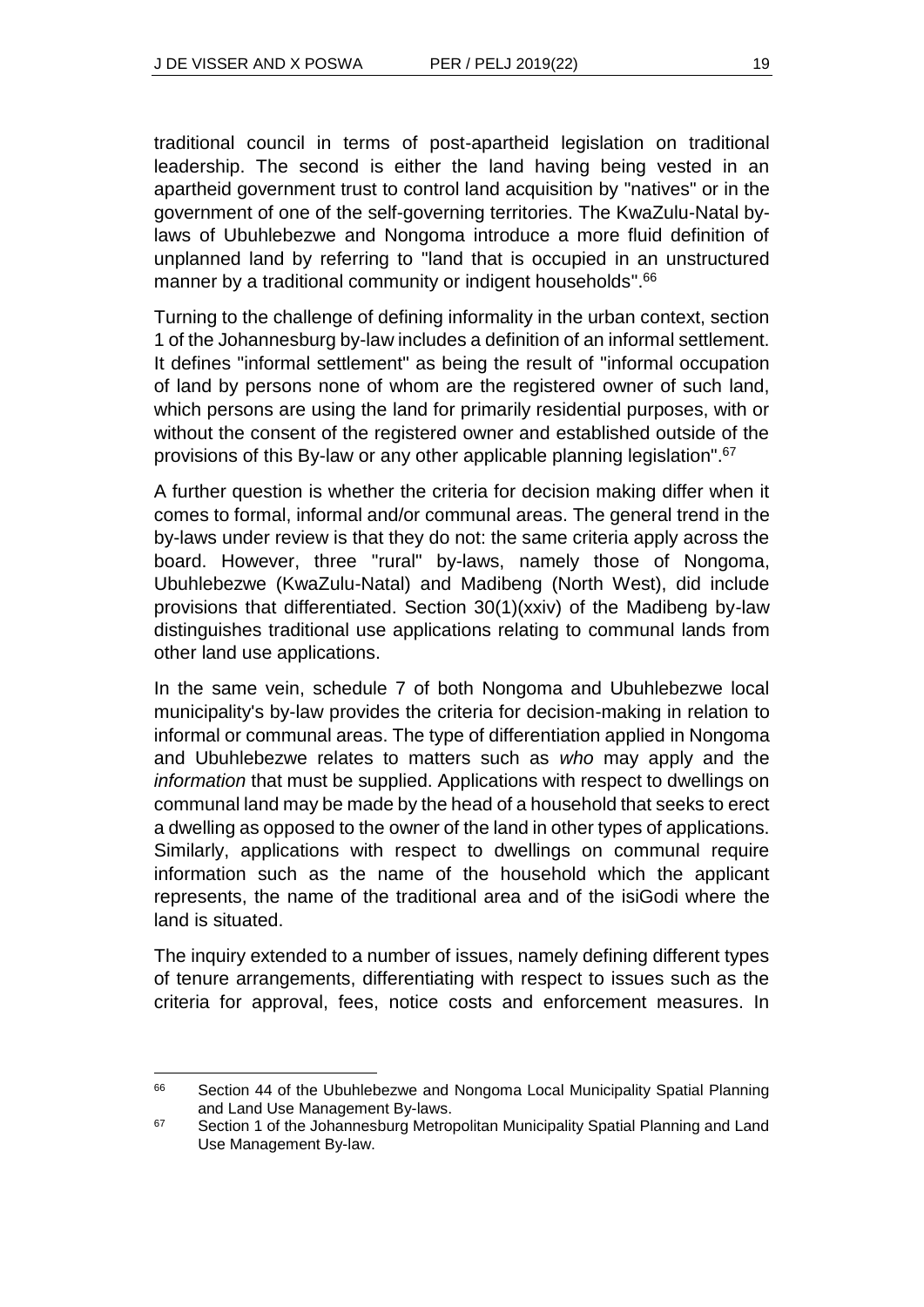traditional council in terms of post-apartheid legislation on traditional leadership. The second is either the land having being vested in an apartheid government trust to control land acquisition by "natives" or in the government of one of the self-governing territories. The KwaZulu-Natal by-laws of Ubuhlebezwe and Nongoma introduce a more fluid definition of unplanned land by referring to "land that is occupied in an unstructured manner by a traditional community or indigent households".[66]

Turning to the challenge of defining informality in the urban context, section 1 of the Johannesburg by-law includes a definition of an informal settlement. It defines "informal settlement" as being the result of "informal occupation of land by persons none of whom are the registered owner of such land, which persons are using the land for primarily residential purposes, with or without the consent of the registered owner and established outside of the provisions of this By-law or any other applicable planning legislation".[67]

A further question is whether the criteria for decision making differ when it comes to formal, informal and/or communal areas. The general trend in the by-laws under review is that they do not: the same criteria apply across the board. However, three "rural" by-laws, namely those of Nongoma, Ubuhlebezwe (KwaZulu-Natal) and Madibeng (North West), did include provisions that differentiated. Section 30(1)(xxiv) of the Madibeng by-law distinguishes traditional use applications relating to communal lands from other land use applications.

In the same vein, schedule 7 of both Nongoma and Ubuhlebezwe local municipality's by-law provides the criteria for decision-making in relation to informal or communal areas. The type of differentiation applied in Nongoma and Ubuhlebezwe relates to matters such as *who* may apply and the *information* that must be supplied. Applications with respect to dwellings on communal land may be made by the head of a household that seeks to erect a dwelling as opposed to the owner of the land in other types of applications. Similarly, applications with respect to dwellings on communal require information such as the name of the household which the applicant represents, the name of the traditional area and of the isiGodi where the land is situated.

The inquiry extended to a number of issues, namely defining different types of tenure arrangements, differentiating with respect to issues such as the criteria for approval, fees, notice costs and enforcement measures. In

---

66 Section 44 of the Ubuhlebezwe and Nongoma Local Municipality Spatial Planning and Land Use Management By-laws.

67 Section 1 of the Johannesburg Metropolitan Municipality Spatial Planning and Land Use Management By-law.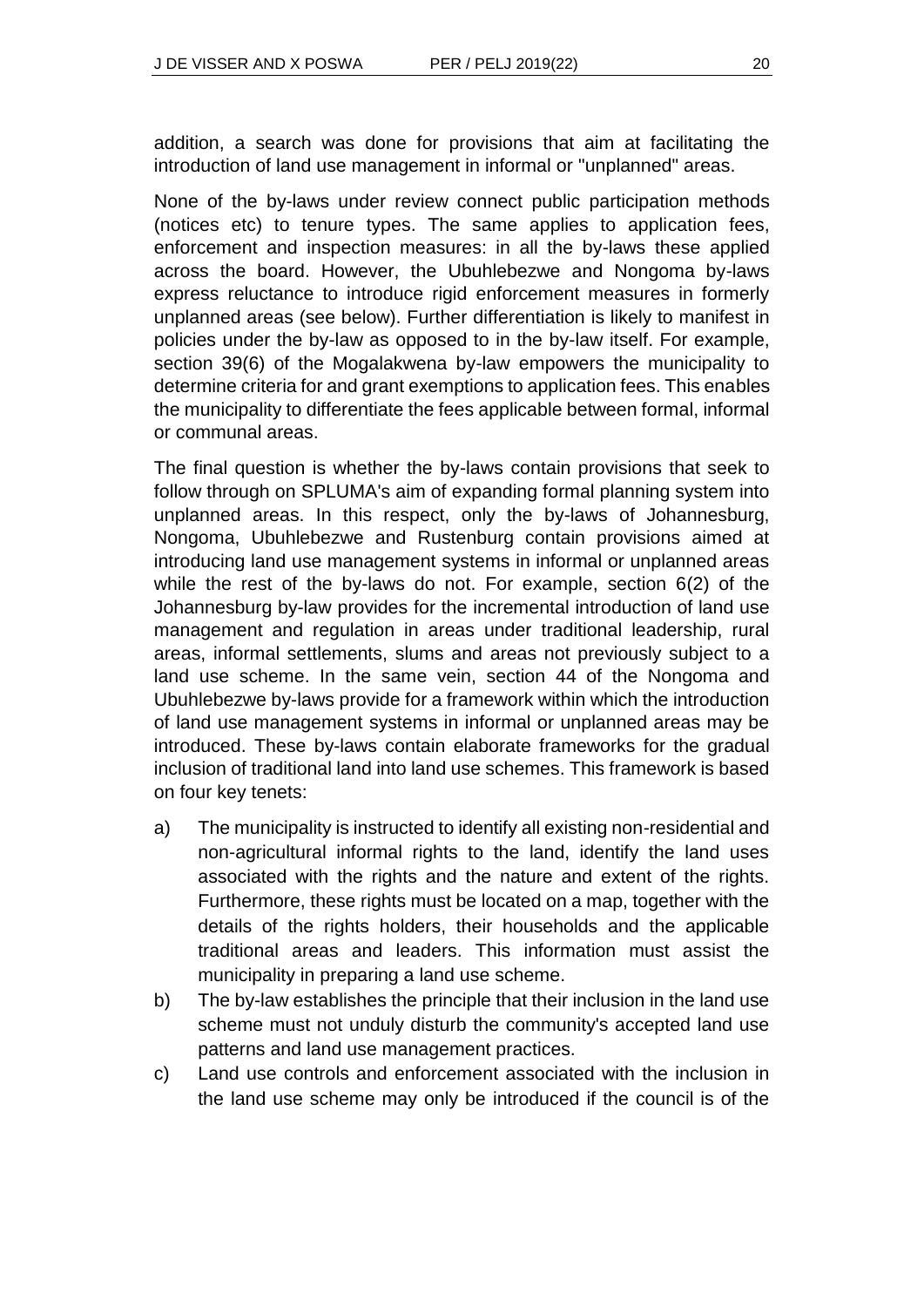addition, a search was done for provisions that aim at facilitating the introduction of land use management in informal or "unplanned" areas.

None of the by-laws under review connect public participation methods (notices etc) to tenure types. The same applies to application fees, enforcement and inspection measures: in all the by-laws these applied across the board. However, the Ubuhlebezwe and Nongoma by-laws express reluctance to introduce rigid enforcement measures in formerly unplanned areas (see below). Further differentiation is likely to manifest in policies under the by-law as opposed to in the by-law itself. For example, section 39(6) of the Mogalakwena by-law empowers the municipality to determine criteria for and grant exemptions to application fees. This enables the municipality to differentiate the fees applicable between formal, informal or communal areas.

The final question is whether the by-laws contain provisions that seek to follow through on SPLUMA's aim of expanding formal planning system into unplanned areas. In this respect, only the by-laws of Johannesburg, Nongoma, Ubuhlebezwe and Rustenburg contain provisions aimed at introducing land use management systems in informal or unplanned areas while the rest of the by-laws do not. For example, section 6(2) of the Johannesburg by-law provides for the incremental introduction of land use management and regulation in areas under traditional leadership, rural areas, informal settlements, slums and areas not previously subject to a land use scheme. In the same vein, section 44 of the Nongoma and Ubuhlebezwe by-laws provide for a framework within which the introduction of land use management systems in informal or unplanned areas may be introduced. These by-laws contain elaborate frameworks for the gradual inclusion of traditional land into land use schemes. This framework is based on four key tenets:

a) The municipality is instructed to identify all existing non-residential and non-agricultural informal rights to the land, identify the land uses associated with the rights and the nature and extent of the rights. Furthermore, these rights must be located on a map, together with the details of the rights holders, their households and the applicable traditional areas and leaders. This information must assist the municipality in preparing a land use scheme.
b) The by-law establishes the principle that their inclusion in the land use scheme must not unduly disturb the community's accepted land use patterns and land use management practices.
c) Land use controls and enforcement associated with the inclusion in the land use scheme may only be introduced if the council is of the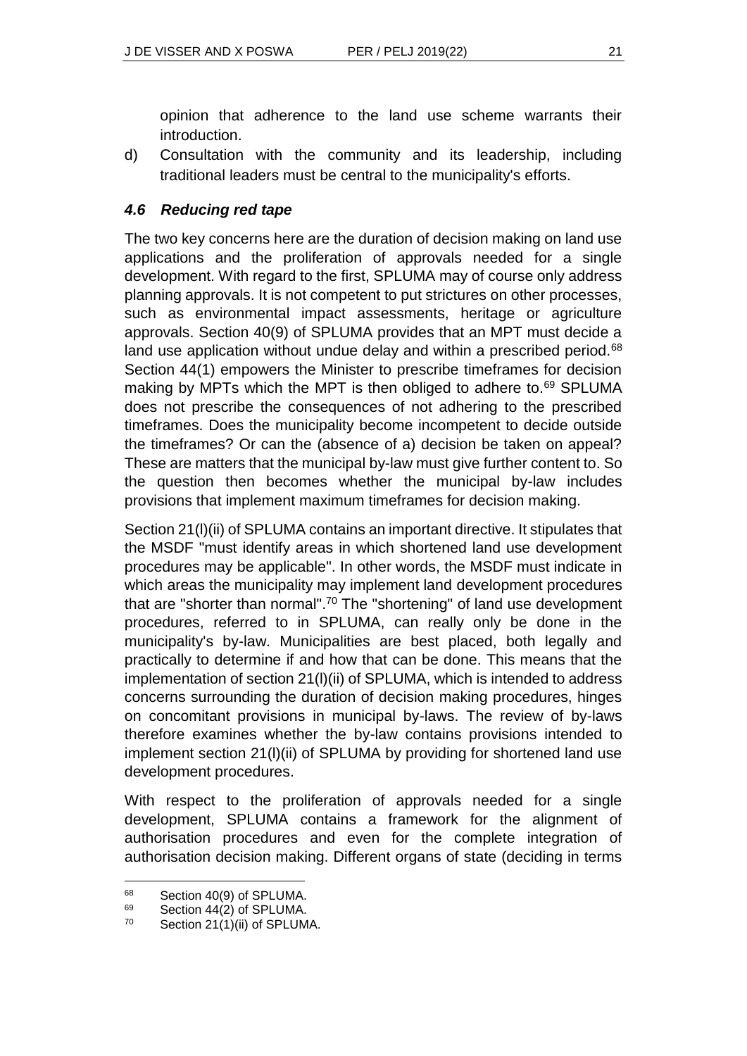opinion that adherence to the land use scheme warrants their introduction.

d) Consultation with the community and its leadership, including traditional leaders must be central to the municipality's efforts.

### *4.6 Reducing red tape*

The two key concerns here are the duration of decision making on land use applications and the proliferation of approvals needed for a single development. With regard to the first, SPLUMA may of course only address planning approvals. It is not competent to put strictures on other processes, such as environmental impact assessments, heritage or agriculture approvals. Section 40(9) of SPLUMA provides that an MPT must decide a land use application without undue delay and within a prescribed period.[68] Section 44(1) empowers the Minister to prescribe timeframes for decision making by MPTs which the MPT is then obliged to adhere to.[69] SPLUMA does not prescribe the consequences of not adhering to the prescribed timeframes. Does the municipality become incompetent to decide outside the timeframes? Or can the (absence of a) decision be taken on appeal? These are matters that the municipal by-law must give further content to. So the question then becomes whether the municipal by-law includes provisions that implement maximum timeframes for decision making.

Section 21(l)(ii) of SPLUMA contains an important directive. It stipulates that the MSDF "must identify areas in which shortened land use development procedures may be applicable". In other words, the MSDF must indicate in which areas the municipality may implement land development procedures that are "shorter than normal".[70] The "shortening" of land use development procedures, referred to in SPLUMA, can really only be done in the municipality's by-law. Municipalities are best placed, both legally and practically to determine if and how that can be done. This means that the implementation of section 21(l)(ii) of SPLUMA, which is intended to address concerns surrounding the duration of decision making procedures, hinges on concomitant provisions in municipal by-laws. The review of by-laws therefore examines whether the by-law contains provisions intended to implement section 21(l)(ii) of SPLUMA by providing for shortened land use development procedures.

With respect to the proliferation of approvals needed for a single development, SPLUMA contains a framework for the alignment of authorisation procedures and even for the complete integration of authorisation decision making. Different organs of state (deciding in terms

---

[68] Section 40(9) of SPLUMA.

[69] Section 44(2) of SPLUMA.

[70] Section 21(1)(ii) of SPLUMA.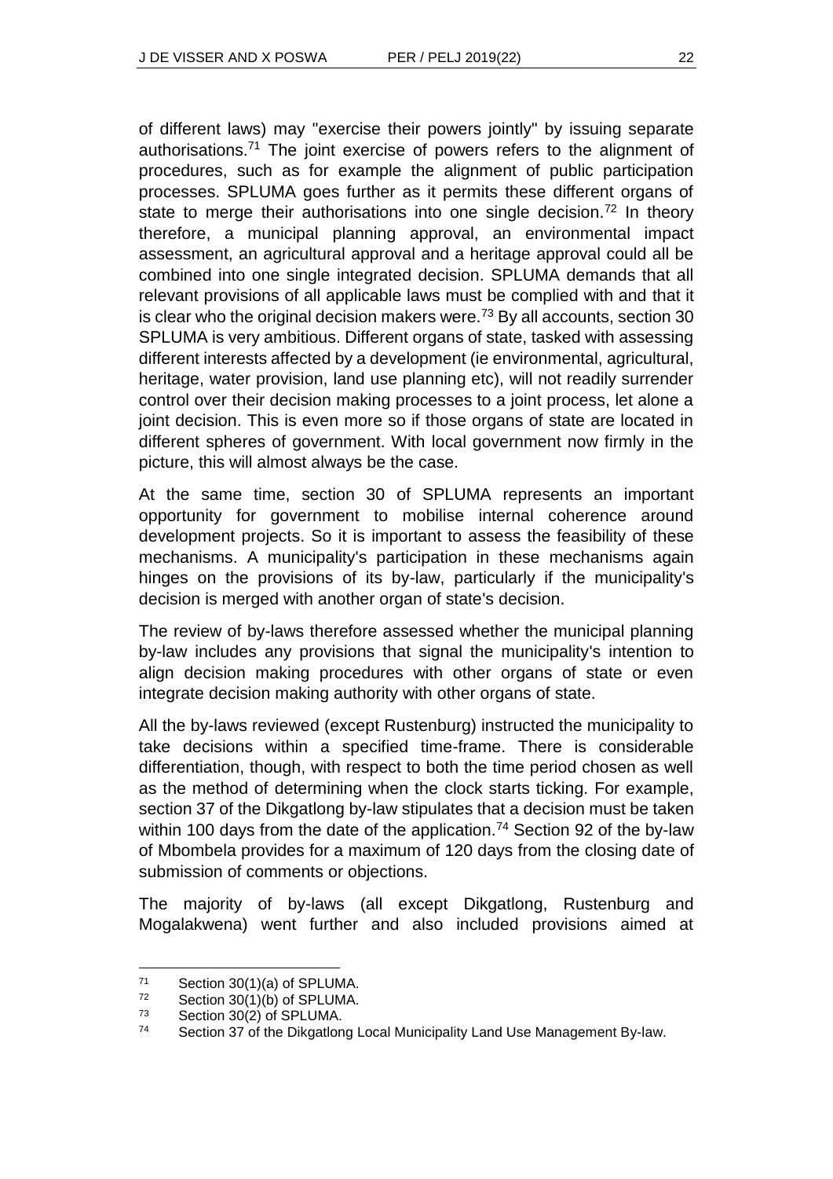of different laws) may "exercise their powers jointly" by issuing separate authorisations.[71] The joint exercise of powers refers to the alignment of procedures, such as for example the alignment of public participation processes. SPLUMA goes further as it permits these different organs of state to merge their authorisations into one single decision.[72] In theory therefore, a municipal planning approval, an environmental impact assessment, an agricultural approval and a heritage approval could all be combined into one single integrated decision. SPLUMA demands that all relevant provisions of all applicable laws must be complied with and that it is clear who the original decision makers were.[73] By all accounts, section 30 SPLUMA is very ambitious. Different organs of state, tasked with assessing different interests affected by a development (ie environmental, agricultural, heritage, water provision, land use planning etc), will not readily surrender control over their decision making processes to a joint process, let alone a joint decision. This is even more so if those organs of state are located in different spheres of government. With local government now firmly in the picture, this will almost always be the case.

At the same time, section 30 of SPLUMA represents an important opportunity for government to mobilise internal coherence around development projects. So it is important to assess the feasibility of these mechanisms. A municipality's participation in these mechanisms again hinges on the provisions of its by-law, particularly if the municipality's decision is merged with another organ of state's decision.

The review of by-laws therefore assessed whether the municipal planning by-law includes any provisions that signal the municipality's intention to align decision making procedures with other organs of state or even integrate decision making authority with other organs of state.

All the by-laws reviewed (except Rustenburg) instructed the municipality to take decisions within a specified time-frame. There is considerable differentiation, though, with respect to both the time period chosen as well as the method of determining when the clock starts ticking. For example, section 37 of the Dikgatlong by-law stipulates that a decision must be taken within 100 days from the date of the application.[74] Section 92 of the by-law of Mbombela provides for a maximum of 120 days from the closing date of submission of comments or objections.

The majority of by-laws (all except Dikgatlong, Rustenburg and Mogalakwena) went further and also included provisions aimed at

---

71 Section 30(1)(a) of SPLUMA.

72 Section 30(1)(b) of SPLUMA.

73 Section 30(2) of SPLUMA.

74 Section 37 of the Dikgatlong Local Municipality Land Use Management By-law.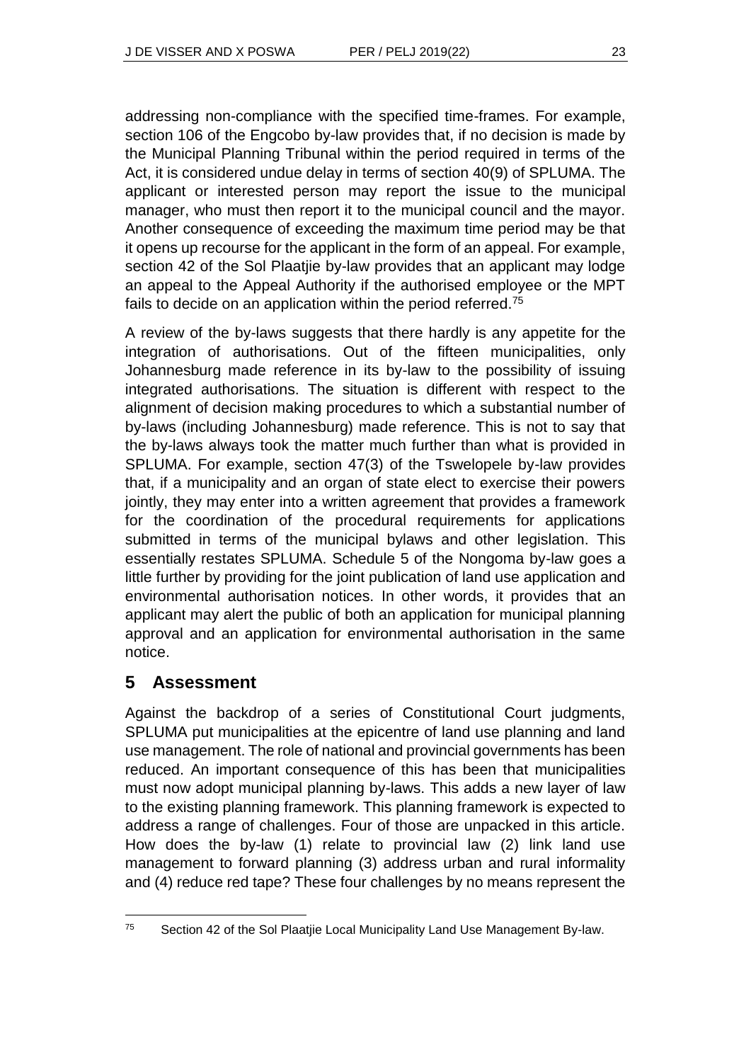addressing non-compliance with the specified time-frames. For example, section 106 of the Engcobo by-law provides that, if no decision is made by the Municipal Planning Tribunal within the period required in terms of the Act, it is considered undue delay in terms of section 40(9) of SPLUMA. The applicant or interested person may report the issue to the municipal manager, who must then report it to the municipal council and the mayor. Another consequence of exceeding the maximum time period may be that it opens up recourse for the applicant in the form of an appeal. For example, section 42 of the Sol Plaatjie by-law provides that an applicant may lodge an appeal to the Appeal Authority if the authorised employee or the MPT fails to decide on an application within the period referred.[75]

A review of the by-laws suggests that there hardly is any appetite for the integration of authorisations. Out of the fifteen municipalities, only Johannesburg made reference in its by-law to the possibility of issuing integrated authorisations. The situation is different with respect to the alignment of decision making procedures to which a substantial number of by-laws (including Johannesburg) made reference. This is not to say that the by-laws always took the matter much further than what is provided in SPLUMA. For example, section 47(3) of the Tswelopele by-law provides that, if a municipality and an organ of state elect to exercise their powers jointly, they may enter into a written agreement that provides a framework for the coordination of the procedural requirements for applications submitted in terms of the municipal bylaws and other legislation. This essentially restates SPLUMA. Schedule 5 of the Nongoma by-law goes a little further by providing for the joint publication of land use application and environmental authorisation notices. In other words, it provides that an applicant may alert the public of both an application for municipal planning approval and an application for environmental authorisation in the same notice.

## 5 Assessment

Against the backdrop of a series of Constitutional Court judgments, SPLUMA put municipalities at the epicentre of land use planning and land use management. The role of national and provincial governments has been reduced. An important consequence of this has been that municipalities must now adopt municipal planning by-laws. This adds a new layer of law to the existing planning framework. This planning framework is expected to address a range of challenges. Four of those are unpacked in this article. How does the by-law (1) relate to provincial law (2) link land use management to forward planning (3) address urban and rural informality and (4) reduce red tape? These four challenges by no means represent the

---

[75] Section 42 of the Sol Plaatjie Local Municipality Land Use Management By-law.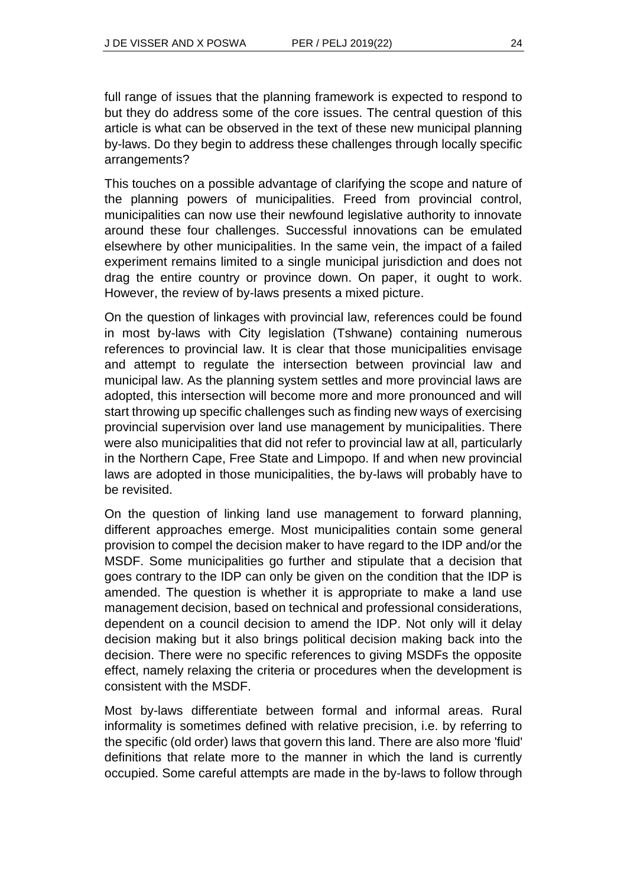full range of issues that the planning framework is expected to respond to but they do address some of the core issues. The central question of this article is what can be observed in the text of these new municipal planning by-laws. Do they begin to address these challenges through locally specific arrangements?

This touches on a possible advantage of clarifying the scope and nature of the planning powers of municipalities. Freed from provincial control, municipalities can now use their newfound legislative authority to innovate around these four challenges. Successful innovations can be emulated elsewhere by other municipalities. In the same vein, the impact of a failed experiment remains limited to a single municipal jurisdiction and does not drag the entire country or province down. On paper, it ought to work. However, the review of by-laws presents a mixed picture.

On the question of linkages with provincial law, references could be found in most by-laws with City legislation (Tshwane) containing numerous references to provincial law. It is clear that those municipalities envisage and attempt to regulate the intersection between provincial law and municipal law. As the planning system settles and more provincial laws are adopted, this intersection will become more and more pronounced and will start throwing up specific challenges such as finding new ways of exercising provincial supervision over land use management by municipalities. There were also municipalities that did not refer to provincial law at all, particularly in the Northern Cape, Free State and Limpopo. If and when new provincial laws are adopted in those municipalities, the by-laws will probably have to be revisited.

On the question of linking land use management to forward planning, different approaches emerge. Most municipalities contain some general provision to compel the decision maker to have regard to the IDP and/or the MSDF. Some municipalities go further and stipulate that a decision that goes contrary to the IDP can only be given on the condition that the IDP is amended. The question is whether it is appropriate to make a land use management decision, based on technical and professional considerations, dependent on a council decision to amend the IDP. Not only will it delay decision making but it also brings political decision making back into the decision. There were no specific references to giving MSDFs the opposite effect, namely relaxing the criteria or procedures when the development is consistent with the MSDF.

Most by-laws differentiate between formal and informal areas. Rural informality is sometimes defined with relative precision, i.e. by referring to the specific (old order) laws that govern this land. There are also more 'fluid' definitions that relate more to the manner in which the land is currently occupied. Some careful attempts are made in the by-laws to follow through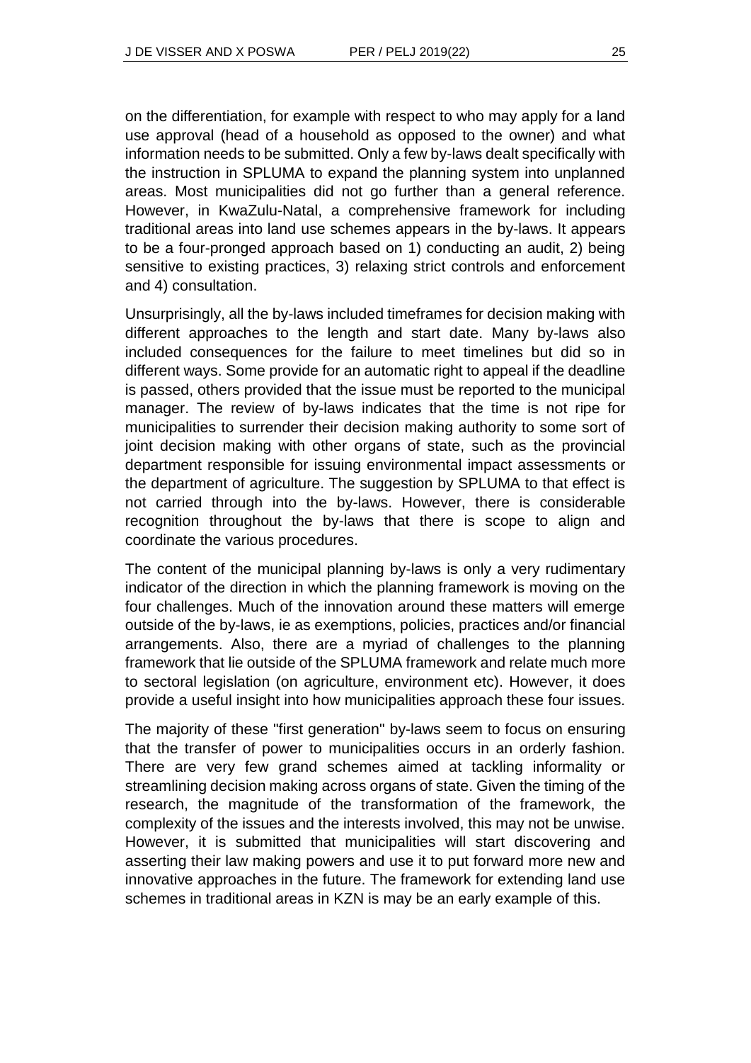on the differentiation, for example with respect to who may apply for a land use approval (head of a household as opposed to the owner) and what information needs to be submitted. Only a few by-laws dealt specifically with the instruction in SPLUMA to expand the planning system into unplanned areas. Most municipalities did not go further than a general reference. However, in KwaZulu-Natal, a comprehensive framework for including traditional areas into land use schemes appears in the by-laws. It appears to be a four-pronged approach based on 1) conducting an audit, 2) being sensitive to existing practices, 3) relaxing strict controls and enforcement and 4) consultation.

Unsurprisingly, all the by-laws included timeframes for decision making with different approaches to the length and start date. Many by-laws also included consequences for the failure to meet timelines but did so in different ways. Some provide for an automatic right to appeal if the deadline is passed, others provided that the issue must be reported to the municipal manager. The review of by-laws indicates that the time is not ripe for municipalities to surrender their decision making authority to some sort of joint decision making with other organs of state, such as the provincial department responsible for issuing environmental impact assessments or the department of agriculture. The suggestion by SPLUMA to that effect is not carried through into the by-laws. However, there is considerable recognition throughout the by-laws that there is scope to align and coordinate the various procedures.

The content of the municipal planning by-laws is only a very rudimentary indicator of the direction in which the planning framework is moving on the four challenges. Much of the innovation around these matters will emerge outside of the by-laws, ie as exemptions, policies, practices and/or financial arrangements. Also, there are a myriad of challenges to the planning framework that lie outside of the SPLUMA framework and relate much more to sectoral legislation (on agriculture, environment etc). However, it does provide a useful insight into how municipalities approach these four issues.

The majority of these "first generation" by-laws seem to focus on ensuring that the transfer of power to municipalities occurs in an orderly fashion. There are very few grand schemes aimed at tackling informality or streamlining decision making across organs of state. Given the timing of the research, the magnitude of the transformation of the framework, the complexity of the issues and the interests involved, this may not be unwise. However, it is submitted that municipalities will start discovering and asserting their law making powers and use it to put forward more new and innovative approaches in the future. The framework for extending land use schemes in traditional areas in KZN is may be an early example of this.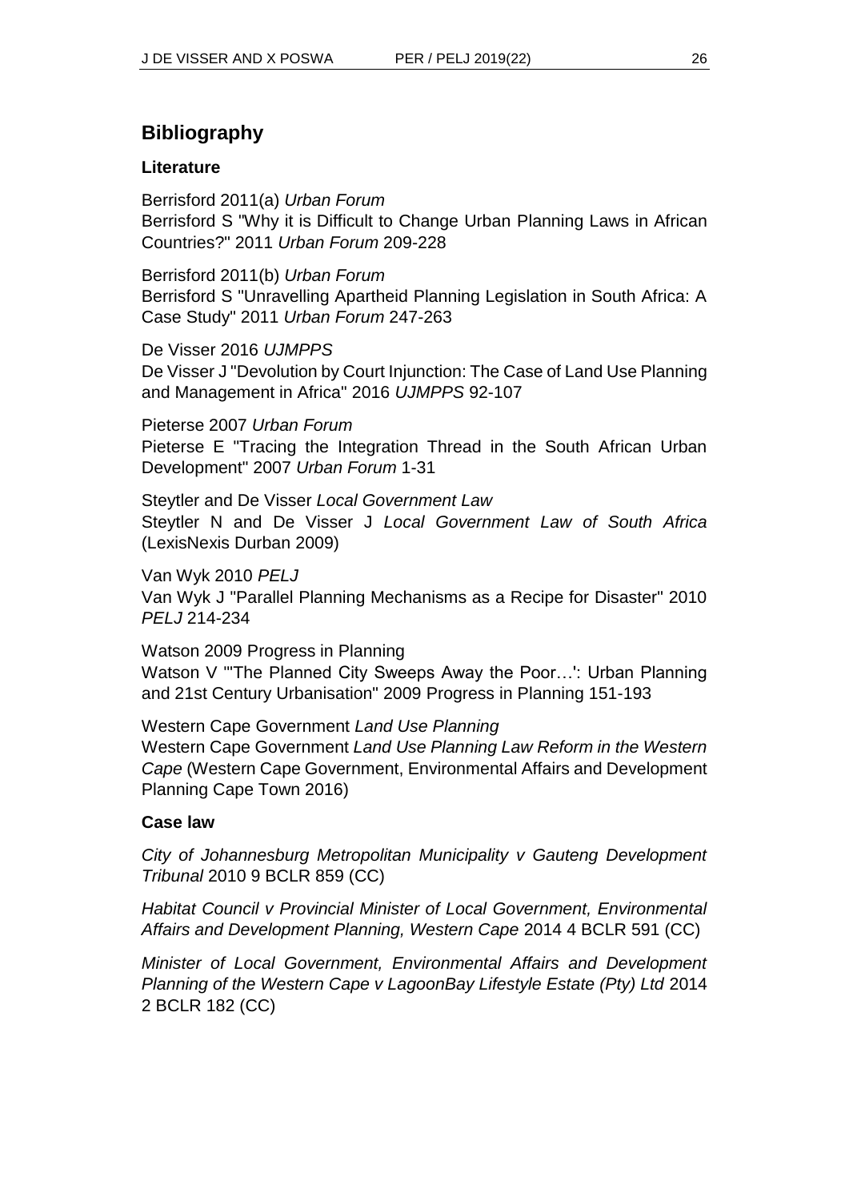## Bibliography

### Literature

Berrisford 2011(a) *Urban Forum*
Berrisford S "Why it is Difficult to Change Urban Planning Laws in African Countries?" 2011 *Urban Forum* 209-228

Berrisford 2011(b) *Urban Forum*
Berrisford S "Unravelling Apartheid Planning Legislation in South Africa: A Case Study" 2011 *Urban Forum* 247-263

De Visser 2016 *UJMPPS*
De Visser J "Devolution by Court Injunction: The Case of Land Use Planning and Management in Africa" 2016 *UJMPPS* 92-107

Pieterse 2007 *Urban Forum*
Pieterse E "Tracing the Integration Thread in the South African Urban Development" 2007 *Urban Forum* 1-31

Steytler and De Visser *Local Government Law*
Steytler N and De Visser J *Local Government Law of South Africa* (LexisNexis Durban 2009)

Van Wyk 2010 *PELJ*
Van Wyk J "Parallel Planning Mechanisms as a Recipe for Disaster" 2010 *PELJ* 214-234

Watson 2009 Progress in Planning
Watson V "'The Planned City Sweeps Away the Poor…': Urban Planning and 21st Century Urbanisation" 2009 Progress in Planning 151-193

Western Cape Government *Land Use Planning*
Western Cape Government *Land Use Planning Law Reform in the Western Cape* (Western Cape Government, Environmental Affairs and Development Planning Cape Town 2016)

### Case law

*City of Johannesburg Metropolitan Municipality v Gauteng Development Tribunal* 2010 9 BCLR 859 (CC)

*Habitat Council v Provincial Minister of Local Government, Environmental Affairs and Development Planning, Western Cape* 2014 4 BCLR 591 (CC)

*Minister of Local Government, Environmental Affairs and Development Planning of the Western Cape v LagoonBay Lifestyle Estate (Pty) Ltd* 2014 2 BCLR 182 (CC)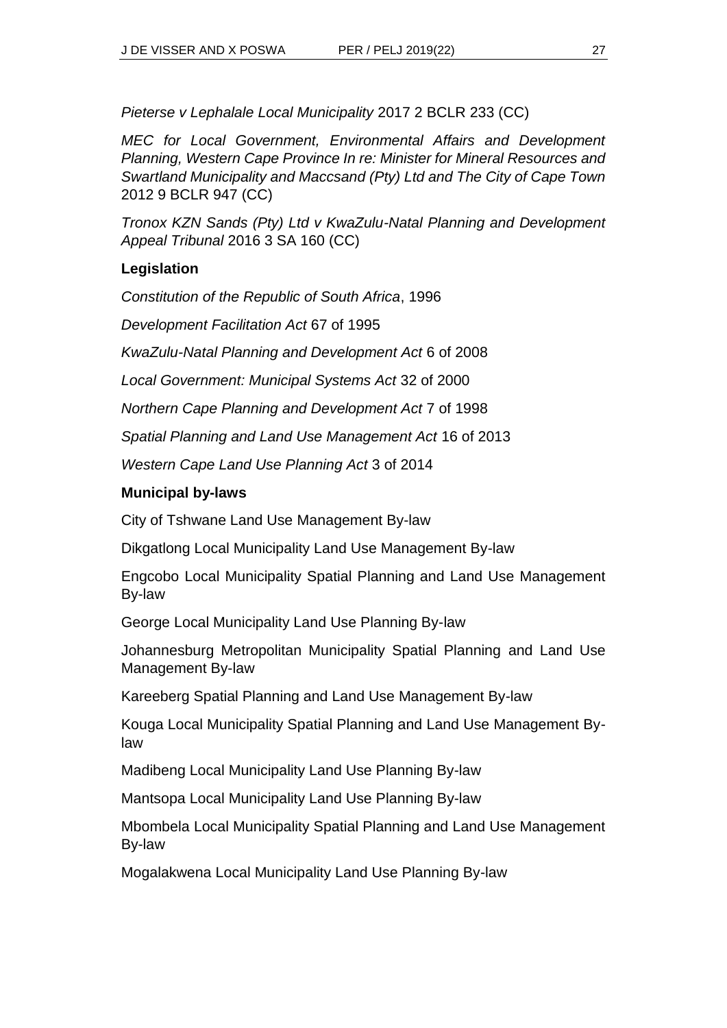*Pieterse v Lephalale Local Municipality* 2017 2 BCLR 233 (CC)

*MEC for Local Government, Environmental Affairs and Development Planning, Western Cape Province In re: Minister for Mineral Resources and Swartland Municipality and Maccsand (Pty) Ltd and The City of Cape Town* 2012 9 BCLR 947 (CC)

*Tronox KZN Sands (Pty) Ltd v KwaZulu-Natal Planning and Development Appeal Tribunal* 2016 3 SA 160 (CC)

**Legislation**

*Constitution of the Republic of South Africa*, 1996

*Development Facilitation Act* 67 of 1995

*KwaZulu-Natal Planning and Development Act* 6 of 2008

*Local Government: Municipal Systems Act* 32 of 2000

*Northern Cape Planning and Development Act* 7 of 1998

*Spatial Planning and Land Use Management Act* 16 of 2013

*Western Cape Land Use Planning Act* 3 of 2014

**Municipal by-laws**

City of Tshwane Land Use Management By-law

Dikgatlong Local Municipality Land Use Management By-law

Engcobo Local Municipality Spatial Planning and Land Use Management By-law

George Local Municipality Land Use Planning By-law

Johannesburg Metropolitan Municipality Spatial Planning and Land Use Management By-law

Kareeberg Spatial Planning and Land Use Management By-law

Kouga Local Municipality Spatial Planning and Land Use Management By-law

Madibeng Local Municipality Land Use Planning By-law

Mantsopa Local Municipality Land Use Planning By-law

Mbombela Local Municipality Spatial Planning and Land Use Management By-law

Mogalakwena Local Municipality Land Use Planning By-law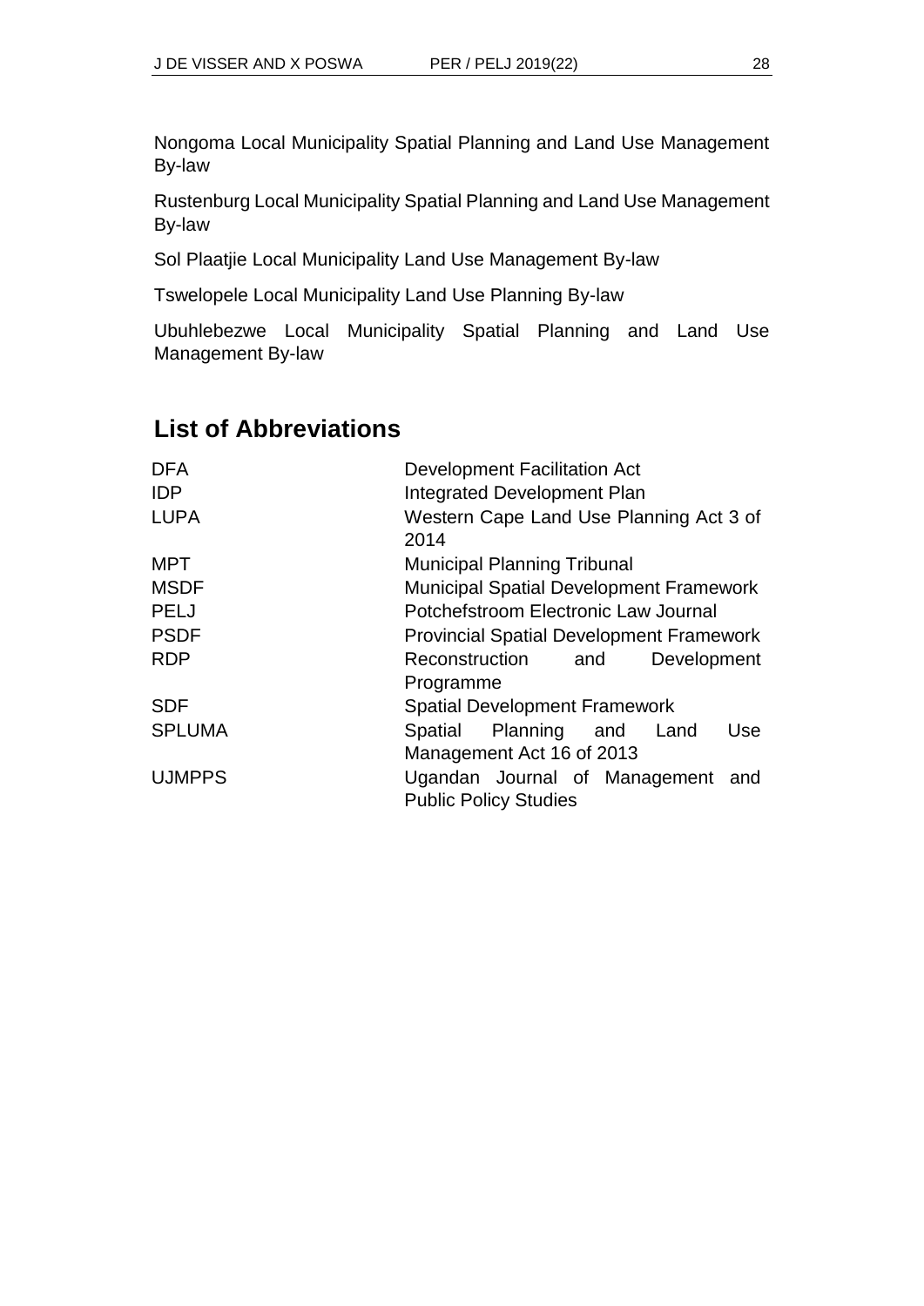Nongoma Local Municipality Spatial Planning and Land Use Management By-law

Rustenburg Local Municipality Spatial Planning and Land Use Management By-law

Sol Plaatjie Local Municipality Land Use Management By-law

Tswelopele Local Municipality Land Use Planning By-law

Ubuhlebezwe Local Municipality Spatial Planning and Land Use Management By-law

## List of Abbreviations

| | |
|---|---|
| DFA | Development Facilitation Act |
| IDP | Integrated Development Plan |
| LUPA | Western Cape Land Use Planning Act 3 of 2014 |
| MPT | Municipal Planning Tribunal |
| MSDF | Municipal Spatial Development Framework |
| PELJ | Potchefstroom Electronic Law Journal |
| PSDF | Provincial Spatial Development Framework |
| RDP | Reconstruction and Development Programme |
| SDF | Spatial Development Framework |
| SPLUMA | Spatial Planning and Land Use Management Act 16 of 2013 |
| UJMPPS | Ugandan Journal of Management and Public Policy Studies |